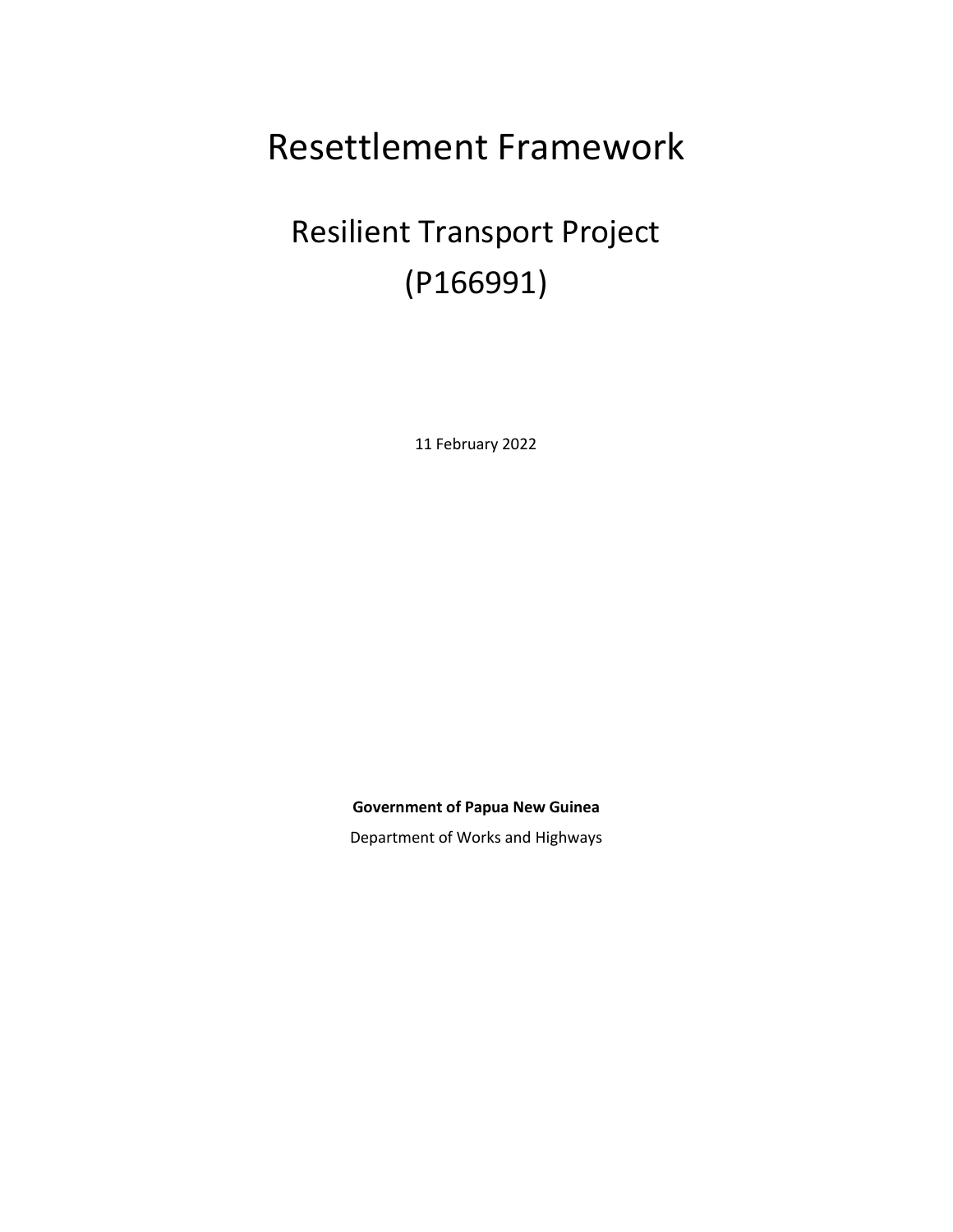# Resettlement Framework

## Resilient Transport Project (P166991)

11 February 2022

**Government of Papua New Guinea**

Department of Works and Highways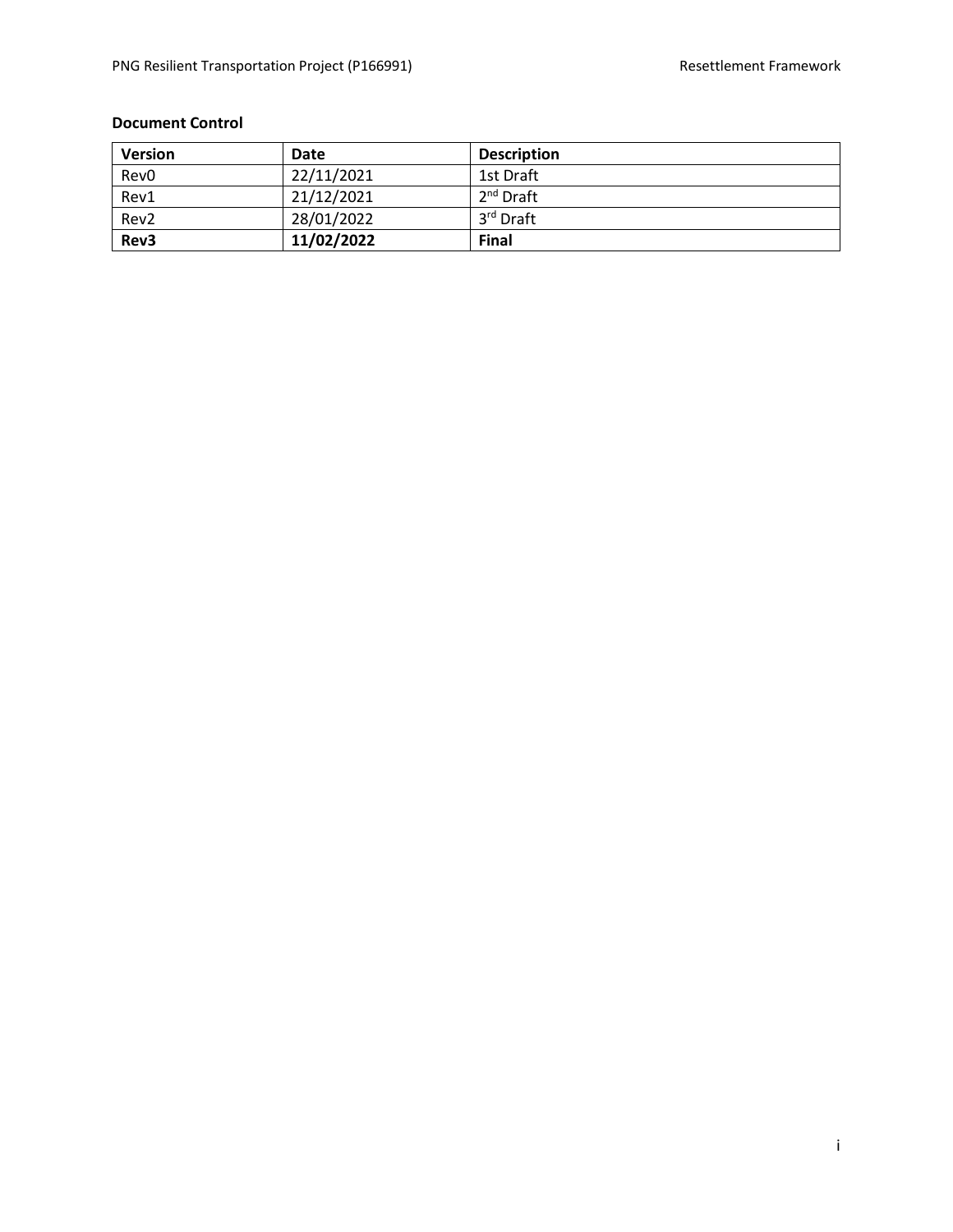**Document Control**

| Version | Date | Description |
|---|---|---|
| Rev0 | 22/11/2021 | 1st Draft |
| Rev1 | 21/12/2021 | 2nd Draft |
| Rev2 | 28/01/2022 | 3rd Draft |
| **Rev3** | **11/02/2022** | **Final** |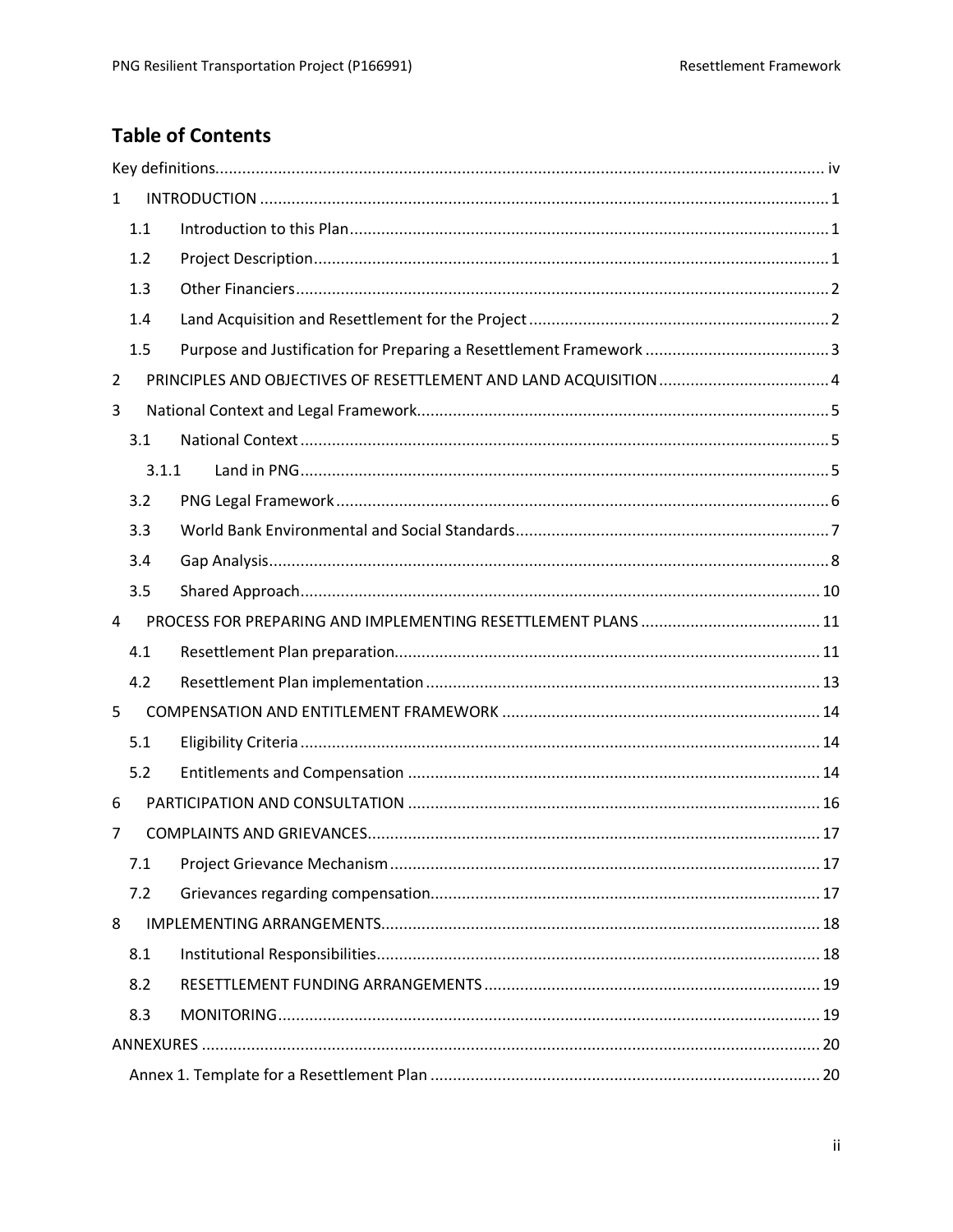## Table of Contents

Key definitions ........ iv

1 INTRODUCTION ........ 1

- 1.1 Introduction to this Plan ........ 1
- 1.2 Project Description ........ 1
- 1.3 Other Financiers ........ 2
- 1.4 Land Acquisition and Resettlement for the Project ........ 2
- 1.5 Purpose and Justification for Preparing a Resettlement Framework ........ 3

2 PRINCIPLES AND OBJECTIVES OF RESETTLEMENT AND LAND ACQUISITION ........ 4

3 National Context and Legal Framework ........ 5

- 3.1 National Context ........ 5
  - 3.1.1 Land in PNG ........ 5
- 3.2 PNG Legal Framework ........ 6
- 3.3 World Bank Environmental and Social Standards ........ 7
- 3.4 Gap Analysis ........ 8
- 3.5 Shared Approach ........ 10

4 PROCESS FOR PREPARING AND IMPLEMENTING RESETTLEMENT PLANS ........ 11

- 4.1 Resettlement Plan preparation ........ 11
- 4.2 Resettlement Plan implementation ........ 13

5 COMPENSATION AND ENTITLEMENT FRAMEWORK ........ 14

- 5.1 Eligibility Criteria ........ 14
- 5.2 Entitlements and Compensation ........ 14

6 PARTICIPATION AND CONSULTATION ........ 16

7 COMPLAINTS AND GRIEVANCES ........ 17

- 7.1 Project Grievance Mechanism ........ 17
- 7.2 Grievances regarding compensation ........ 17

8 IMPLEMENTING ARRANGEMENTS ........ 18

- 8.1 Institutional Responsibilities ........ 18
- 8.2 RESETTLEMENT FUNDING ARRANGEMENTS ........ 19
- 8.3 MONITORING ........ 19

ANNEXURES ........ 20

- Annex 1. Template for a Resettlement Plan ........ 20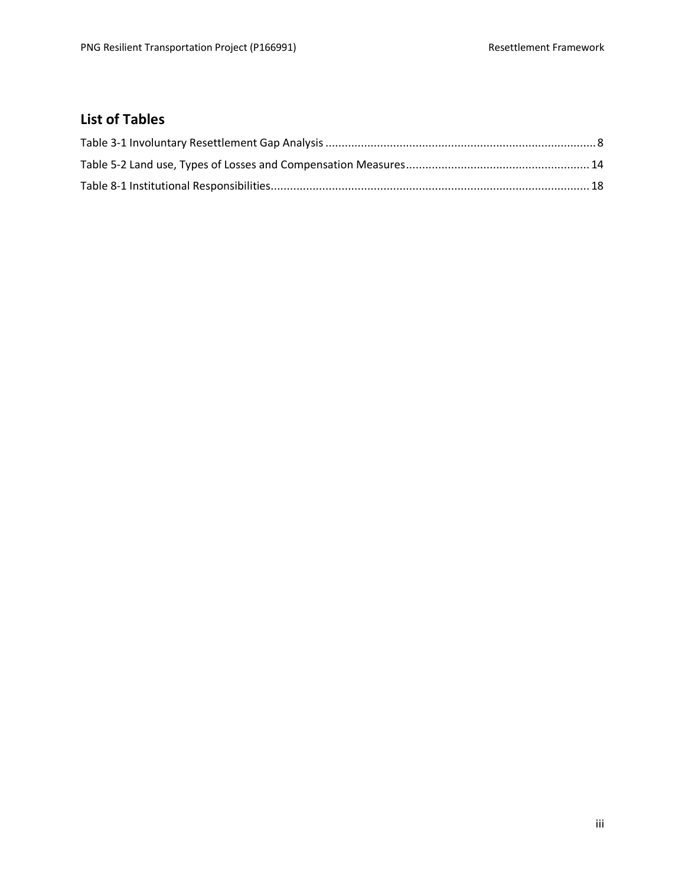## List of Tables

Table 3-1 Involuntary Resettlement Gap Analysis .................................................................................... 8

Table 5-2 Land use, Types of Losses and Compensation Measures......................................................... 14

Table 8-1 Institutional Responsibilities.................................................................................................. 18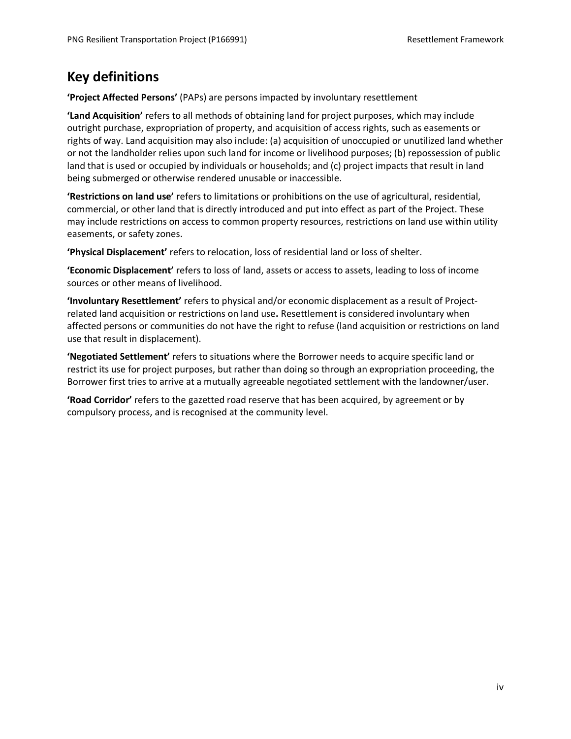## Key definitions

**'Project Affected Persons'** (PAPs) are persons impacted by involuntary resettlement

**'Land Acquisition'** refers to all methods of obtaining land for project purposes, which may include outright purchase, expropriation of property, and acquisition of access rights, such as easements or rights of way. Land acquisition may also include: (a) acquisition of unoccupied or unutilized land whether or not the landholder relies upon such land for income or livelihood purposes; (b) repossession of public land that is used or occupied by individuals or households; and (c) project impacts that result in land being submerged or otherwise rendered unusable or inaccessible.

**'Restrictions on land use'** refers to limitations or prohibitions on the use of agricultural, residential, commercial, or other land that is directly introduced and put into effect as part of the Project. These may include restrictions on access to common property resources, restrictions on land use within utility easements, or safety zones.

**'Physical Displacement'** refers to relocation, loss of residential land or loss of shelter.

**'Economic Displacement'** refers to loss of land, assets or access to assets, leading to loss of income sources or other means of livelihood.

**'Involuntary Resettlement'** refers to physical and/or economic displacement as a result of Project-related land acquisition or restrictions on land use**.** Resettlement is considered involuntary when affected persons or communities do not have the right to refuse (land acquisition or restrictions on land use that result in displacement).

**'Negotiated Settlement'** refers to situations where the Borrower needs to acquire specific land or restrict its use for project purposes, but rather than doing so through an expropriation proceeding, the Borrower first tries to arrive at a mutually agreeable negotiated settlement with the landowner/user.

**'Road Corridor'** refers to the gazetted road reserve that has been acquired, by agreement or by compulsory process, and is recognised at the community level.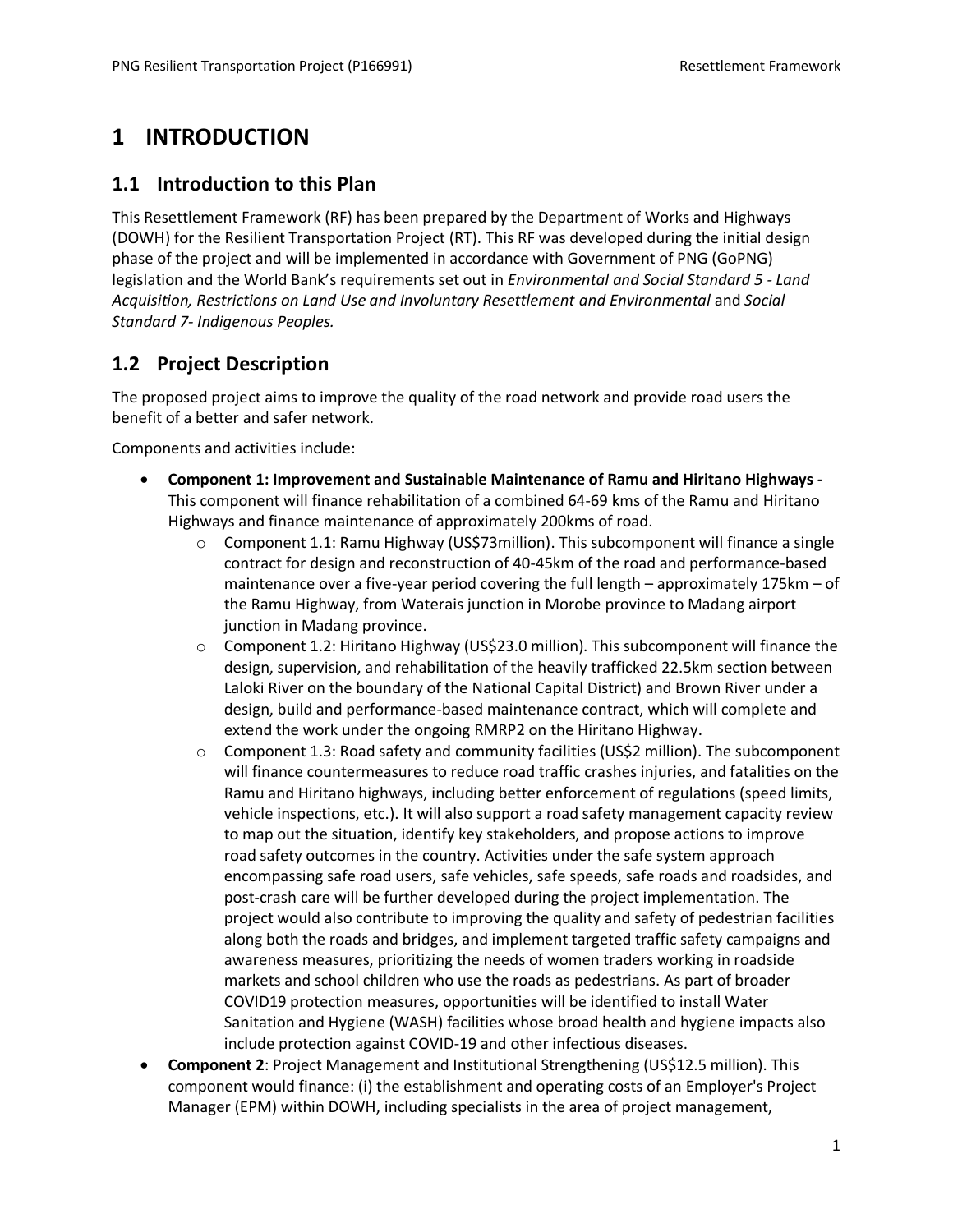# 1 INTRODUCTION

## 1.1 Introduction to this Plan

This Resettlement Framework (RF) has been prepared by the Department of Works and Highways (DOWH) for the Resilient Transportation Project (RT). This RF was developed during the initial design phase of the project and will be implemented in accordance with Government of PNG (GoPNG) legislation and the World Bank's requirements set out in *Environmental and Social Standard 5 - Land Acquisition, Restrictions on Land Use and Involuntary Resettlement and Environmental* and *Social Standard 7- Indigenous Peoples.*

## 1.2 Project Description

The proposed project aims to improve the quality of the road network and provide road users the benefit of a better and safer network.

Components and activities include:

- **Component 1: Improvement and Sustainable Maintenance of Ramu and Hiritano Highways -** This component will finance rehabilitation of a combined 64-69 kms of the Ramu and Hiritano Highways and finance maintenance of approximately 200kms of road.
    - Component 1.1: Ramu Highway (US$73million). This subcomponent will finance a single contract for design and reconstruction of 40-45km of the road and performance-based maintenance over a five-year period covering the full length – approximately 175km – of the Ramu Highway, from Waterais junction in Morobe province to Madang airport junction in Madang province.
    - Component 1.2: Hiritano Highway (US$23.0 million). This subcomponent will finance the design, supervision, and rehabilitation of the heavily trafficked 22.5km section between Laloki River on the boundary of the National Capital District) and Brown River under a design, build and performance-based maintenance contract, which will complete and extend the work under the ongoing RMRP2 on the Hiritano Highway.
    - Component 1.3: Road safety and community facilities (US$2 million). The subcomponent will finance countermeasures to reduce road traffic crashes injuries, and fatalities on the Ramu and Hiritano highways, including better enforcement of regulations (speed limits, vehicle inspections, etc.). It will also support a road safety management capacity review to map out the situation, identify key stakeholders, and propose actions to improve road safety outcomes in the country. Activities under the safe system approach encompassing safe road users, safe vehicles, safe speeds, safe roads and roadsides, and post-crash care will be further developed during the project implementation. The project would also contribute to improving the quality and safety of pedestrian facilities along both the roads and bridges, and implement targeted traffic safety campaigns and awareness measures, prioritizing the needs of women traders working in roadside markets and school children who use the roads as pedestrians. As part of broader COVID19 protection measures, opportunities will be identified to install Water Sanitation and Hygiene (WASH) facilities whose broad health and hygiene impacts also include protection against COVID-19 and other infectious diseases.
- **Component 2**: Project Management and Institutional Strengthening (US$12.5 million). This component would finance: (i) the establishment and operating costs of an Employer's Project Manager (EPM) within DOWH, including specialists in the area of project management,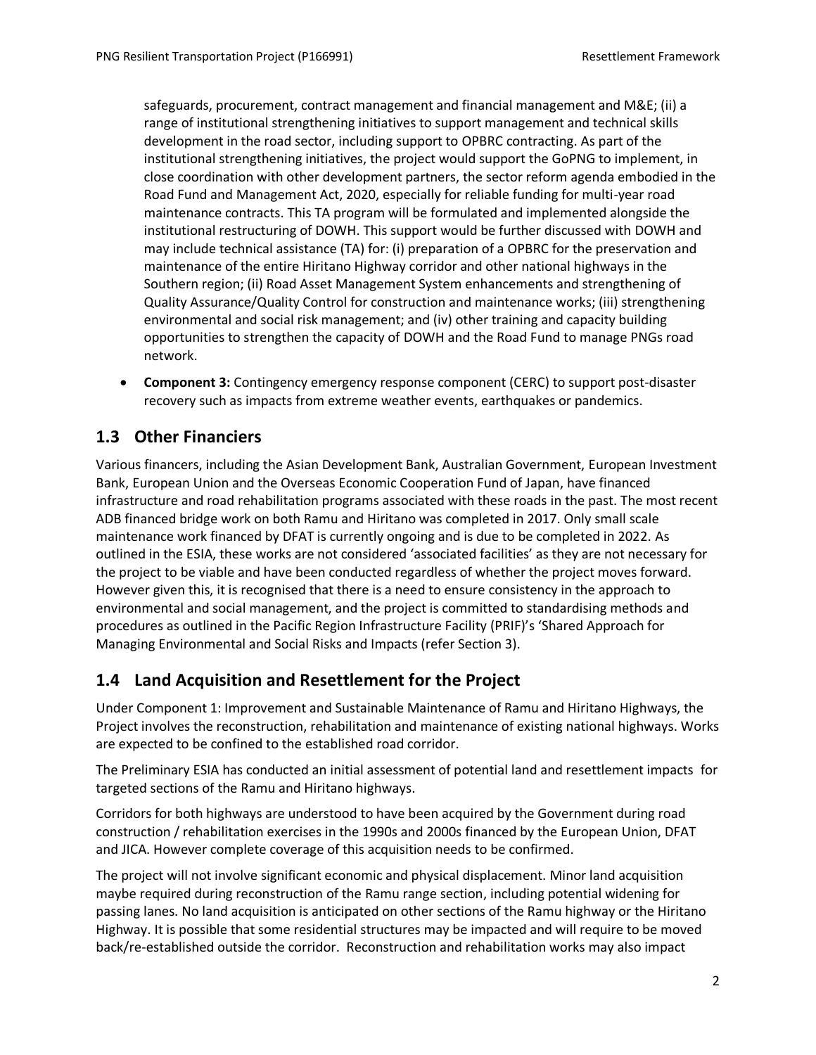safeguards, procurement, contract management and financial management and M&E; (ii) a range of institutional strengthening initiatives to support management and technical skills development in the road sector, including support to OPBRC contracting. As part of the institutional strengthening initiatives, the project would support the GoPNG to implement, in close coordination with other development partners, the sector reform agenda embodied in the Road Fund and Management Act, 2020, especially for reliable funding for multi-year road maintenance contracts. This TA program will be formulated and implemented alongside the institutional restructuring of DOWH. This support would be further discussed with DOWH and may include technical assistance (TA) for: (i) preparation of a OPBRC for the preservation and maintenance of the entire Hiritano Highway corridor and other national highways in the Southern region; (ii) Road Asset Management System enhancements and strengthening of Quality Assurance/Quality Control for construction and maintenance works; (iii) strengthening environmental and social risk management; and (iv) other training and capacity building opportunities to strengthen the capacity of DOWH and the Road Fund to manage PNGs road network.

- **Component 3:** Contingency emergency response component (CERC) to support post-disaster recovery such as impacts from extreme weather events, earthquakes or pandemics.

## 1.3 Other Financiers

Various financers, including the Asian Development Bank, Australian Government, European Investment Bank, European Union and the Overseas Economic Cooperation Fund of Japan, have financed infrastructure and road rehabilitation programs associated with these roads in the past. The most recent ADB financed bridge work on both Ramu and Hiritano was completed in 2017. Only small scale maintenance work financed by DFAT is currently ongoing and is due to be completed in 2022. As outlined in the ESIA, these works are not considered 'associated facilities' as they are not necessary for the project to be viable and have been conducted regardless of whether the project moves forward. However given this, it is recognised that there is a need to ensure consistency in the approach to environmental and social management, and the project is committed to standardising methods and procedures as outlined in the Pacific Region Infrastructure Facility (PRIF)'s 'Shared Approach for Managing Environmental and Social Risks and Impacts (refer Section 3).

## 1.4 Land Acquisition and Resettlement for the Project

Under Component 1: Improvement and Sustainable Maintenance of Ramu and Hiritano Highways, the Project involves the reconstruction, rehabilitation and maintenance of existing national highways. Works are expected to be confined to the established road corridor.

The Preliminary ESIA has conducted an initial assessment of potential land and resettlement impacts for targeted sections of the Ramu and Hiritano highways.

Corridors for both highways are understood to have been acquired by the Government during road construction / rehabilitation exercises in the 1990s and 2000s financed by the European Union, DFAT and JICA. However complete coverage of this acquisition needs to be confirmed.

The project will not involve significant economic and physical displacement. Minor land acquisition maybe required during reconstruction of the Ramu range section, including potential widening for passing lanes. No land acquisition is anticipated on other sections of the Ramu highway or the Hiritano Highway. It is possible that some residential structures may be impacted and will require to be moved back/re-established outside the corridor. Reconstruction and rehabilitation works may also impact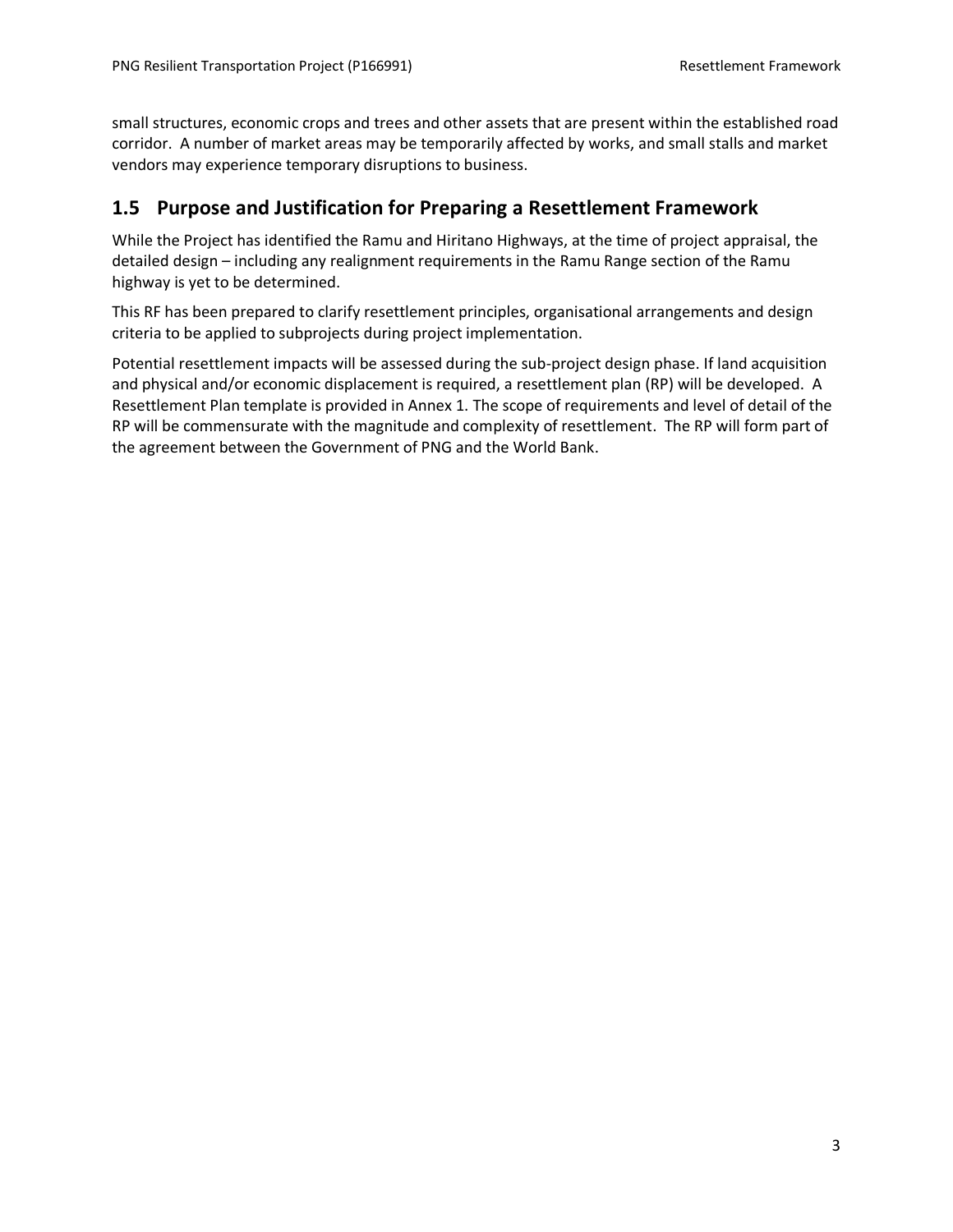small structures, economic crops and trees and other assets that are present within the established road corridor. A number of market areas may be temporarily affected by works, and small stalls and market vendors may experience temporary disruptions to business.

## 1.5 Purpose and Justification for Preparing a Resettlement Framework

While the Project has identified the Ramu and Hiritano Highways, at the time of project appraisal, the detailed design – including any realignment requirements in the Ramu Range section of the Ramu highway is yet to be determined.

This RF has been prepared to clarify resettlement principles, organisational arrangements and design criteria to be applied to subprojects during project implementation.

Potential resettlement impacts will be assessed during the sub-project design phase. If land acquisition and physical and/or economic displacement is required, a resettlement plan (RP) will be developed. A Resettlement Plan template is provided in Annex 1. The scope of requirements and level of detail of the RP will be commensurate with the magnitude and complexity of resettlement. The RP will form part of the agreement between the Government of PNG and the World Bank.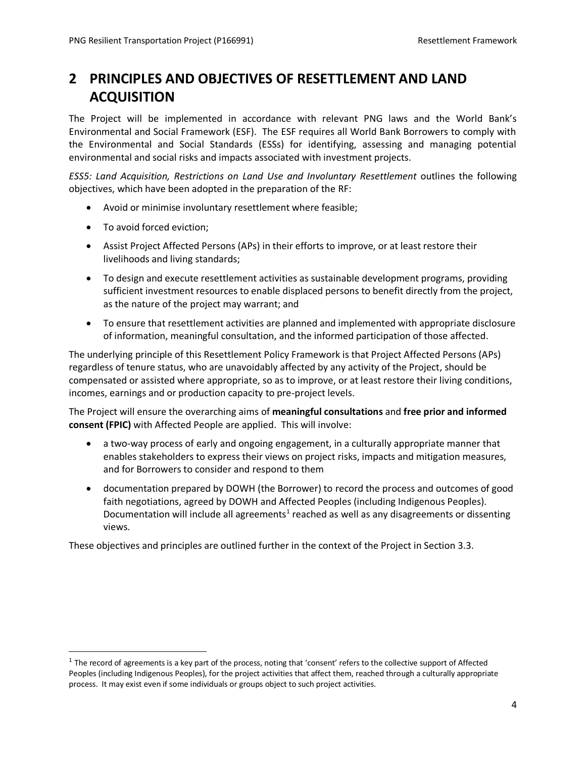# 2 PRINCIPLES AND OBJECTIVES OF RESETTLEMENT AND LAND ACQUISITION

The Project will be implemented in accordance with relevant PNG laws and the World Bank's Environmental and Social Framework (ESF). The ESF requires all World Bank Borrowers to comply with the Environmental and Social Standards (ESSs) for identifying, assessing and managing potential environmental and social risks and impacts associated with investment projects.

*ESS5: Land Acquisition, Restrictions on Land Use and Involuntary Resettlement* outlines the following objectives, which have been adopted in the preparation of the RF:

- Avoid or minimise involuntary resettlement where feasible;
- To avoid forced eviction;
- Assist Project Affected Persons (APs) in their efforts to improve, or at least restore their livelihoods and living standards;
- To design and execute resettlement activities as sustainable development programs, providing sufficient investment resources to enable displaced persons to benefit directly from the project, as the nature of the project may warrant; and
- To ensure that resettlement activities are planned and implemented with appropriate disclosure of information, meaningful consultation, and the informed participation of those affected.

The underlying principle of this Resettlement Policy Framework is that Project Affected Persons (APs) regardless of tenure status, who are unavoidably affected by any activity of the Project, should be compensated or assisted where appropriate, so as to improve, or at least restore their living conditions, incomes, earnings and or production capacity to pre-project levels.

The Project will ensure the overarching aims of **meaningful consultations** and **free prior and informed consent (FPIC)** with Affected People are applied. This will involve:

- a two-way process of early and ongoing engagement, in a culturally appropriate manner that enables stakeholders to express their views on project risks, impacts and mitigation measures, and for Borrowers to consider and respond to them
- documentation prepared by DOWH (the Borrower) to record the process and outcomes of good faith negotiations, agreed by DOWH and Affected Peoples (including Indigenous Peoples). Documentation will include all agreements[1] reached as well as any disagreements or dissenting views.

These objectives and principles are outlined further in the context of the Project in Section 3.3.

[1] The record of agreements is a key part of the process, noting that 'consent' refers to the collective support of Affected Peoples (including Indigenous Peoples), for the project activities that affect them, reached through a culturally appropriate process. It may exist even if some individuals or groups object to such project activities.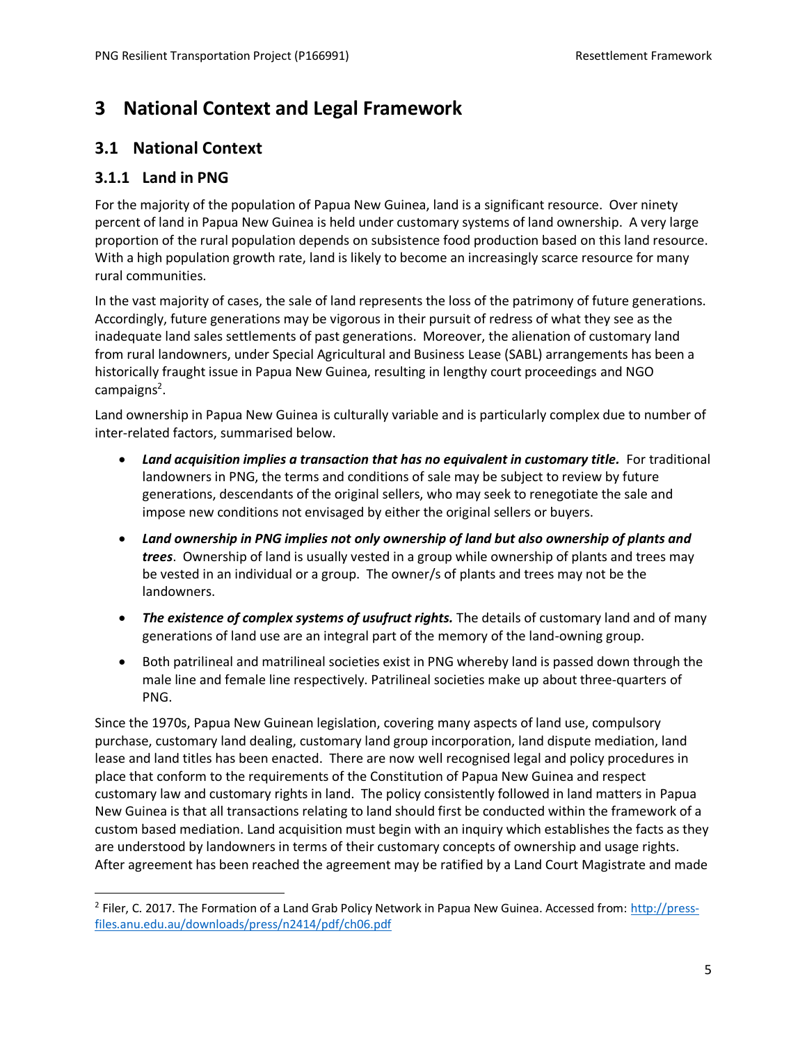# 3 National Context and Legal Framework

## 3.1 National Context

### 3.1.1 Land in PNG

For the majority of the population of Papua New Guinea, land is a significant resource. Over ninety percent of land in Papua New Guinea is held under customary systems of land ownership. A very large proportion of the rural population depends on subsistence food production based on this land resource. With a high population growth rate, land is likely to become an increasingly scarce resource for many rural communities.

In the vast majority of cases, the sale of land represents the loss of the patrimony of future generations. Accordingly, future generations may be vigorous in their pursuit of redress of what they see as the inadequate land sales settlements of past generations. Moreover, the alienation of customary land from rural landowners, under Special Agricultural and Business Lease (SABL) arrangements has been a historically fraught issue in Papua New Guinea, resulting in lengthy court proceedings and NGO campaigns[2].

Land ownership in Papua New Guinea is culturally variable and is particularly complex due to number of inter-related factors, summarised below.

- ***Land acquisition implies a transaction that has no equivalent in customary title.*** For traditional landowners in PNG, the terms and conditions of sale may be subject to review by future generations, descendants of the original sellers, who may seek to renegotiate the sale and impose new conditions not envisaged by either the original sellers or buyers.
- ***Land ownership in PNG implies not only ownership of land but also ownership of plants and trees***. Ownership of land is usually vested in a group while ownership of plants and trees may be vested in an individual or a group. The owner/s of plants and trees may not be the landowners.
- ***The existence of complex systems of usufruct rights.*** The details of customary land and of many generations of land use are an integral part of the memory of the land-owning group.
- Both patrilineal and matrilineal societies exist in PNG whereby land is passed down through the male line and female line respectively. Patrilineal societies make up about three-quarters of PNG.

Since the 1970s, Papua New Guinean legislation, covering many aspects of land use, compulsory purchase, customary land dealing, customary land group incorporation, land dispute mediation, land lease and land titles has been enacted. There are now well recognised legal and policy procedures in place that conform to the requirements of the Constitution of Papua New Guinea and respect customary law and customary rights in land. The policy consistently followed in land matters in Papua New Guinea is that all transactions relating to land should first be conducted within the framework of a custom based mediation. Land acquisition must begin with an inquiry which establishes the facts as they are understood by landowners in terms of their customary concepts of ownership and usage rights. After agreement has been reached the agreement may be ratified by a Land Court Magistrate and made

---

[2] Filer, C. 2017. The Formation of a Land Grab Policy Network in Papua New Guinea. Accessed from: http://press-files.anu.edu.au/downloads/press/n2414/pdf/ch06.pdf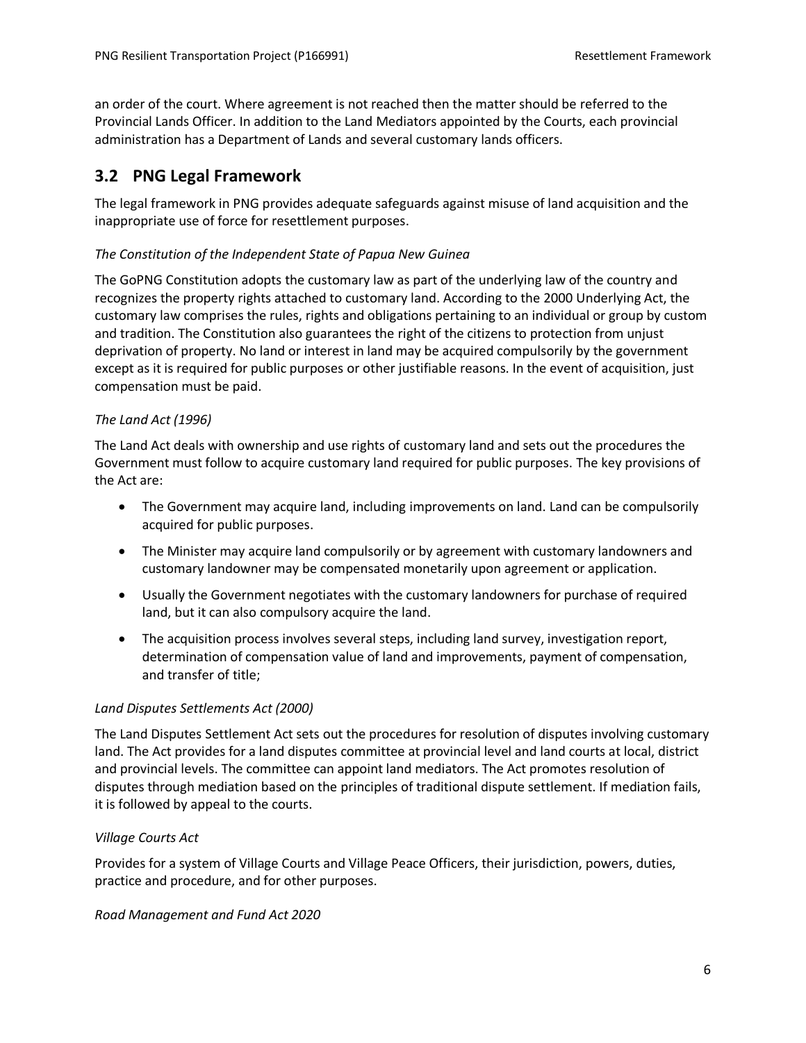an order of the court. Where agreement is not reached then the matter should be referred to the Provincial Lands Officer. In addition to the Land Mediators appointed by the Courts, each provincial administration has a Department of Lands and several customary lands officers.

## 3.2 PNG Legal Framework

The legal framework in PNG provides adequate safeguards against misuse of land acquisition and the inappropriate use of force for resettlement purposes.

*The Constitution of the Independent State of Papua New Guinea*

The GoPNG Constitution adopts the customary law as part of the underlying law of the country and recognizes the property rights attached to customary land. According to the 2000 Underlying Act, the customary law comprises the rules, rights and obligations pertaining to an individual or group by custom and tradition. The Constitution also guarantees the right of the citizens to protection from unjust deprivation of property. No land or interest in land may be acquired compulsorily by the government except as it is required for public purposes or other justifiable reasons. In the event of acquisition, just compensation must be paid.

*The Land Act (1996)*

The Land Act deals with ownership and use rights of customary land and sets out the procedures the Government must follow to acquire customary land required for public purposes. The key provisions of the Act are:

- The Government may acquire land, including improvements on land. Land can be compulsorily acquired for public purposes.
- The Minister may acquire land compulsorily or by agreement with customary landowners and customary landowner may be compensated monetarily upon agreement or application.
- Usually the Government negotiates with the customary landowners for purchase of required land, but it can also compulsory acquire the land.
- The acquisition process involves several steps, including land survey, investigation report, determination of compensation value of land and improvements, payment of compensation, and transfer of title;

*Land Disputes Settlements Act (2000)*

The Land Disputes Settlement Act sets out the procedures for resolution of disputes involving customary land. The Act provides for a land disputes committee at provincial level and land courts at local, district and provincial levels. The committee can appoint land mediators. The Act promotes resolution of disputes through mediation based on the principles of traditional dispute settlement. If mediation fails, it is followed by appeal to the courts.

*Village Courts Act*

Provides for a system of Village Courts and Village Peace Officers, their jurisdiction, powers, duties, practice and procedure, and for other purposes.

*Road Management and Fund Act 2020*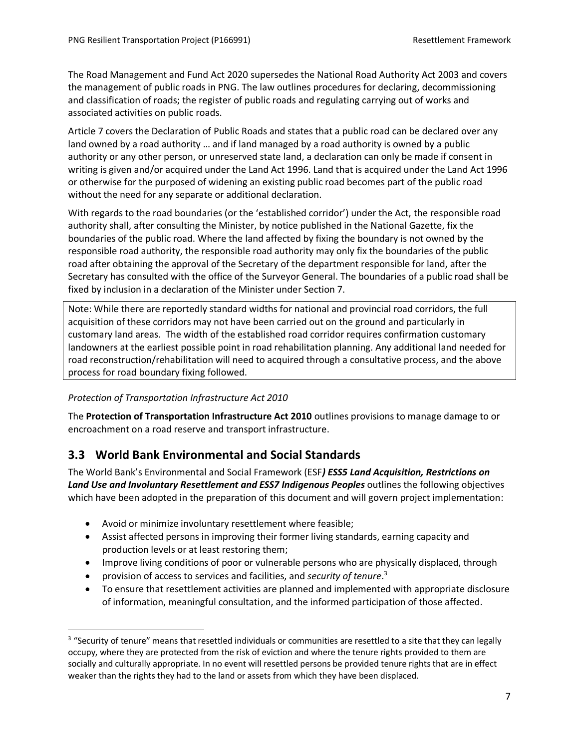The Road Management and Fund Act 2020 supersedes the National Road Authority Act 2003 and covers the management of public roads in PNG. The law outlines procedures for declaring, decommissioning and classification of roads; the register of public roads and regulating carrying out of works and associated activities on public roads.

Article 7 covers the Declaration of Public Roads and states that a public road can be declared over any land owned by a road authority … and if land managed by a road authority is owned by a public authority or any other person, or unreserved state land, a declaration can only be made if consent in writing is given and/or acquired under the Land Act 1996. Land that is acquired under the Land Act 1996 or otherwise for the purposed of widening an existing public road becomes part of the public road without the need for any separate or additional declaration.

With regards to the road boundaries (or the 'established corridor') under the Act, the responsible road authority shall, after consulting the Minister, by notice published in the National Gazette, fix the boundaries of the public road. Where the land affected by fixing the boundary is not owned by the responsible road authority, the responsible road authority may only fix the boundaries of the public road after obtaining the approval of the Secretary of the department responsible for land, after the Secretary has consulted with the office of the Surveyor General. The boundaries of a public road shall be fixed by inclusion in a declaration of the Minister under Section 7.

> Note: While there are reportedly standard widths for national and provincial road corridors, the full acquisition of these corridors may not have been carried out on the ground and particularly in customary land areas. The width of the established road corridor requires confirmation customary landowners at the earliest possible point in road rehabilitation planning. Any additional land needed for road reconstruction/rehabilitation will need to acquired through a consultative process, and the above process for road boundary fixing followed.

*Protection of Transportation Infrastructure Act 2010*

The **Protection of Transportation Infrastructure Act 2010** outlines provisions to manage damage to or encroachment on a road reserve and transport infrastructure.

## 3.3 World Bank Environmental and Social Standards

The World Bank's Environmental and Social Framework (ESF***) ESS5 Land Acquisition, Restrictions on Land Use and Involuntary Resettlement and ESS7 Indigenous Peoples*** outlines the following objectives which have been adopted in the preparation of this document and will govern project implementation:

- Avoid or minimize involuntary resettlement where feasible;
- Assist affected persons in improving their former living standards, earning capacity and production levels or at least restoring them;
- Improve living conditions of poor or vulnerable persons who are physically displaced, through
- provision of access to services and facilities, and *security of tenure*.[3]
- To ensure that resettlement activities are planned and implemented with appropriate disclosure of information, meaningful consultation, and the informed participation of those affected.

[3] "Security of tenure" means that resettled individuals or communities are resettled to a site that they can legally occupy, where they are protected from the risk of eviction and where the tenure rights provided to them are socially and culturally appropriate. In no event will resettled persons be provided tenure rights that are in effect weaker than the rights they had to the land or assets from which they have been displaced.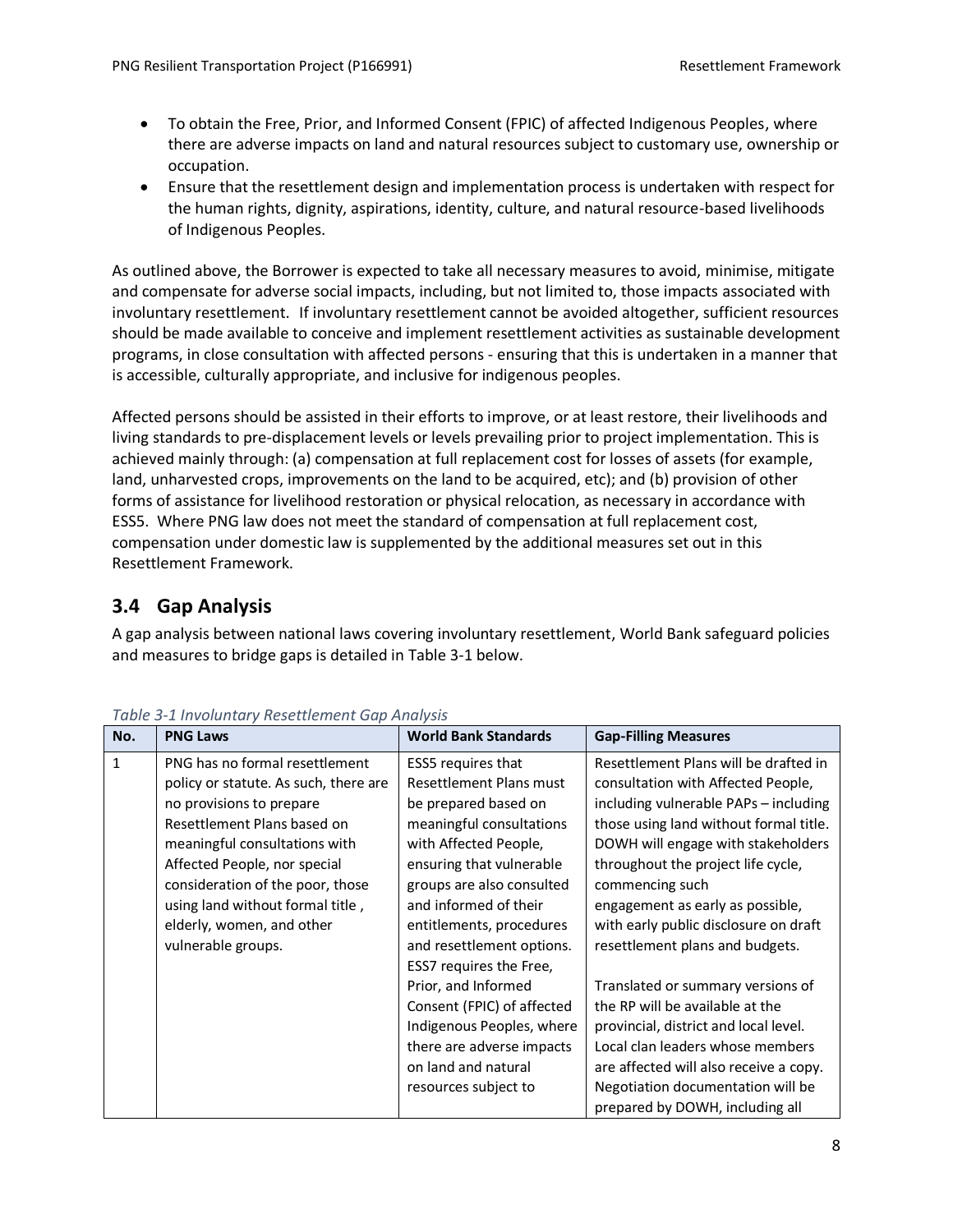- To obtain the Free, Prior, and Informed Consent (FPIC) of affected Indigenous Peoples, where there are adverse impacts on land and natural resources subject to customary use, ownership or occupation.
- Ensure that the resettlement design and implementation process is undertaken with respect for the human rights, dignity, aspirations, identity, culture, and natural resource-based livelihoods of Indigenous Peoples.

As outlined above, the Borrower is expected to take all necessary measures to avoid, minimise, mitigate and compensate for adverse social impacts, including, but not limited to, those impacts associated with involuntary resettlement. If involuntary resettlement cannot be avoided altogether, sufficient resources should be made available to conceive and implement resettlement activities as sustainable development programs, in close consultation with affected persons - ensuring that this is undertaken in a manner that is accessible, culturally appropriate, and inclusive for indigenous peoples.

Affected persons should be assisted in their efforts to improve, or at least restore, their livelihoods and living standards to pre-displacement levels or levels prevailing prior to project implementation. This is achieved mainly through: (a) compensation at full replacement cost for losses of assets (for example, land, unharvested crops, improvements on the land to be acquired, etc); and (b) provision of other forms of assistance for livelihood restoration or physical relocation, as necessary in accordance with ESS5. Where PNG law does not meet the standard of compensation at full replacement cost, compensation under domestic law is supplemented by the additional measures set out in this Resettlement Framework.

## 3.4 Gap Analysis

A gap analysis between national laws covering involuntary resettlement, World Bank safeguard policies and measures to bridge gaps is detailed in Table 3-1 below.

*Table 3-1 Involuntary Resettlement Gap Analysis*

| No. | PNG Laws | World Bank Standards | Gap-Filling Measures |
|---|---|---|---|
| 1 | PNG has no formal resettlement policy or statute. As such, there are no provisions to prepare Resettlement Plans based on meaningful consultations with Affected People, nor special consideration of the poor, those using land without formal title , elderly, women, and other vulnerable groups. | ESS5 requires that Resettlement Plans must be prepared based on meaningful consultations with Affected People, ensuring that vulnerable groups are also consulted and informed of their entitlements, procedures and resettlement options. ESS7 requires the Free, Prior, and Informed Consent (FPIC) of affected Indigenous Peoples, where there are adverse impacts on land and natural resources subject to | Resettlement Plans will be drafted in consultation with Affected People, including vulnerable PAPs – including those using land without formal title. DOWH will engage with stakeholders throughout the project life cycle, commencing such engagement as early as possible, with early public disclosure on draft resettlement plans and budgets.<br><br>Translated or summary versions of the RP will be available at the provincial, district and local level. Local clan leaders whose members are affected will also receive a copy. Negotiation documentation will be prepared by DOWH, including all |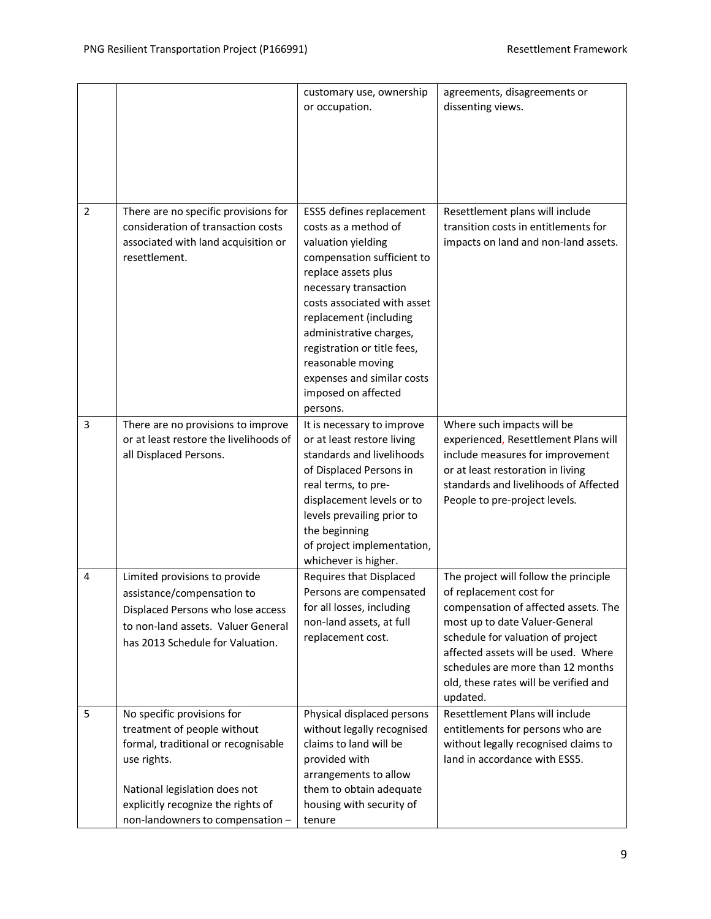| | | | |
|---|---|---|---|
| | | customary use, ownership or occupation. | agreements, disagreements or dissenting views. |
| 2 | There are no specific provisions for consideration of transaction costs associated with land acquisition or resettlement. | ESS5 defines replacement costs as a method of valuation yielding compensation sufficient to replace assets plus necessary transaction costs associated with asset replacement (including administrative charges, registration or title fees, reasonable moving expenses and similar costs imposed on affected persons. | Resettlement plans will include transition costs in entitlements for impacts on land and non-land assets. |
| 3 | There are no provisions to improve or at least restore the livelihoods of all Displaced Persons. | It is necessary to improve or at least restore living standards and livelihoods of Displaced Persons in real terms, to pre-displacement levels or to levels prevailing prior to the beginning of project implementation, whichever is higher. | Where such impacts will be experienced, Resettlement Plans will include measures for improvement or at least restoration in living standards and livelihoods of Affected People to pre-project levels. |
| 4 | Limited provisions to provide assistance/compensation to Displaced Persons who lose access to non-land assets. Valuer General has 2013 Schedule for Valuation. | Requires that Displaced Persons are compensated for all losses, including non-land assets, at full replacement cost. | The project will follow the principle of replacement cost for compensation of affected assets. The most up to date Valuer-General schedule for valuation of project affected assets will be used. Where schedules are more than 12 months old, these rates will be verified and updated. |
| 5 | No specific provisions for treatment of people without formal, traditional or recognisable use rights.<br><br>National legislation does not explicitly recognize the rights of non-landowners to compensation – | Physical displaced persons without legally recognised claims to land will be provided with arrangements to allow them to obtain adequate housing with security of tenure | Resettlement Plans will include entitlements for persons who are without legally recognised claims to land in accordance with ESS5. |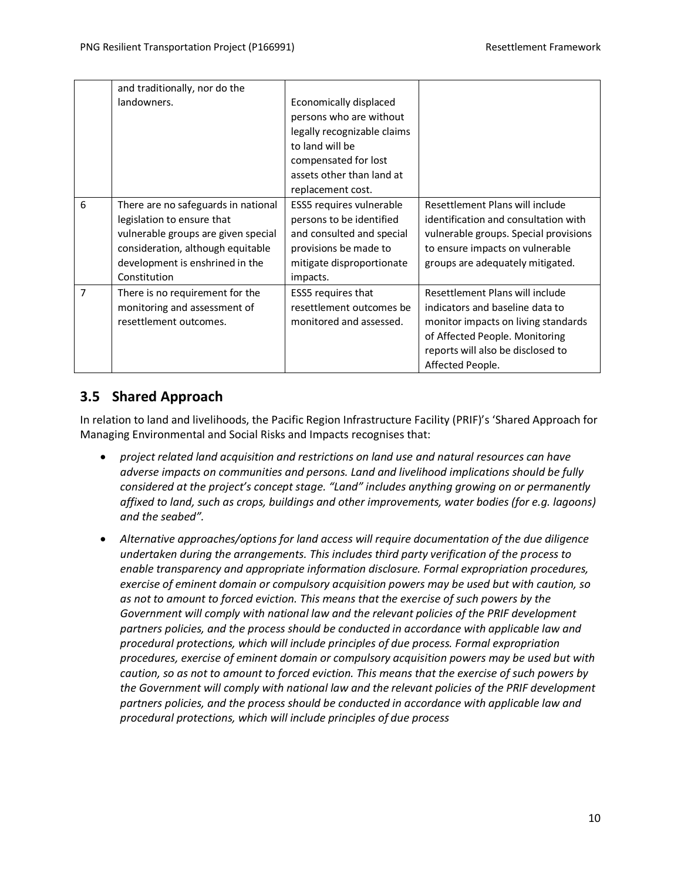| | | | |
|---|---|---|---|
| | and traditionally, nor do the landowners. | Economically displaced persons who are without legally recognizable claims to land will be compensated for lost assets other than land at replacement cost. | |
| 6 | There are no safeguards in national legislation to ensure that vulnerable groups are given special consideration, although equitable development is enshrined in the Constitution | ESS5 requires vulnerable persons to be identified and consulted and special provisions be made to mitigate disproportionate impacts. | Resettlement Plans will include identification and consultation with vulnerable groups. Special provisions to ensure impacts on vulnerable groups are adequately mitigated. |
| 7 | There is no requirement for the monitoring and assessment of resettlement outcomes. | ESS5 requires that resettlement outcomes be monitored and assessed. | Resettlement Plans will include indicators and baseline data to monitor impacts on living standards of Affected People. Monitoring reports will also be disclosed to Affected People. |

## 3.5 Shared Approach

In relation to land and livelihoods, the Pacific Region Infrastructure Facility (PRIF)'s 'Shared Approach for Managing Environmental and Social Risks and Impacts recognises that:

- *project related land acquisition and restrictions on land use and natural resources can have adverse impacts on communities and persons. Land and livelihood implications should be fully considered at the project's concept stage. "Land" includes anything growing on or permanently affixed to land, such as crops, buildings and other improvements, water bodies (for e.g. lagoons) and the seabed".*
- *Alternative approaches/options for land access will require documentation of the due diligence undertaken during the arrangements. This includes third party verification of the process to enable transparency and appropriate information disclosure. Formal expropriation procedures, exercise of eminent domain or compulsory acquisition powers may be used but with caution, so as not to amount to forced eviction. This means that the exercise of such powers by the Government will comply with national law and the relevant policies of the PRIF development partners policies, and the process should be conducted in accordance with applicable law and procedural protections, which will include principles of due process. Formal expropriation procedures, exercise of eminent domain or compulsory acquisition powers may be used but with caution, so as not to amount to forced eviction. This means that the exercise of such powers by the Government will comply with national law and the relevant policies of the PRIF development partners policies, and the process should be conducted in accordance with applicable law and procedural protections, which will include principles of due process*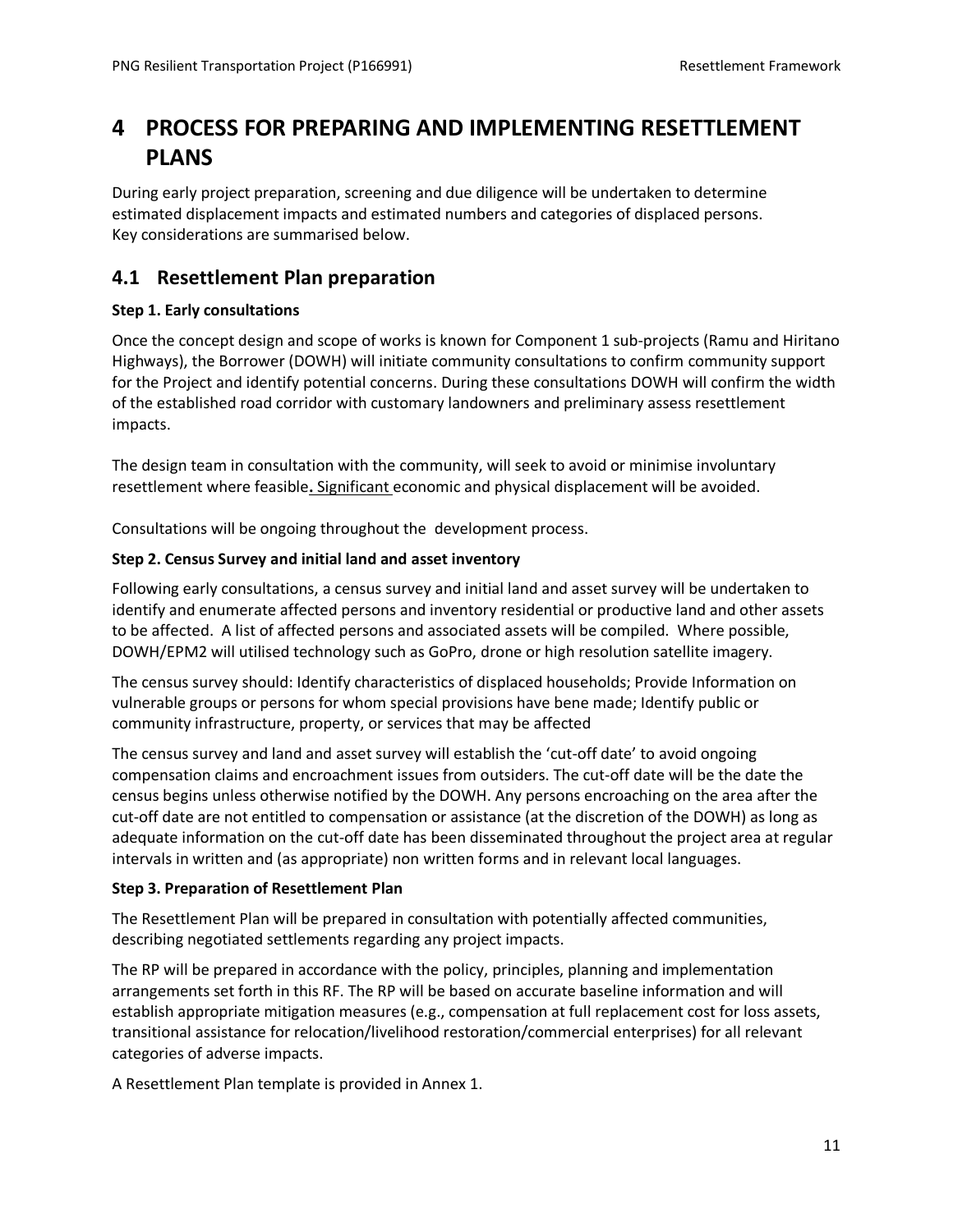# 4 PROCESS FOR PREPARING AND IMPLEMENTING RESETTLEMENT PLANS

During early project preparation, screening and due diligence will be undertaken to determine estimated displacement impacts and estimated numbers and categories of displaced persons. Key considerations are summarised below.

## 4.1 Resettlement Plan preparation

**Step 1. Early consultations**

Once the concept design and scope of works is known for Component 1 sub-projects (Ramu and Hiritano Highways), the Borrower (DOWH) will initiate community consultations to confirm community support for the Project and identify potential concerns. During these consultations DOWH will confirm the width of the established road corridor with customary landowners and preliminary assess resettlement impacts.

The design team in consultation with the community, will seek to avoid or minimise involuntary resettlement where feasible**.** Significant economic and physical displacement will be avoided.

Consultations will be ongoing throughout the development process.

**Step 2. Census Survey and initial land and asset inventory**

Following early consultations, a census survey and initial land and asset survey will be undertaken to identify and enumerate affected persons and inventory residential or productive land and other assets to be affected. A list of affected persons and associated assets will be compiled. Where possible, DOWH/EPM2 will utilised technology such as GoPro, drone or high resolution satellite imagery.

The census survey should: Identify characteristics of displaced households; Provide Information on vulnerable groups or persons for whom special provisions have bene made; Identify public or community infrastructure, property, or services that may be affected

The census survey and land and asset survey will establish the 'cut-off date' to avoid ongoing compensation claims and encroachment issues from outsiders. The cut-off date will be the date the census begins unless otherwise notified by the DOWH. Any persons encroaching on the area after the cut-off date are not entitled to compensation or assistance (at the discretion of the DOWH) as long as adequate information on the cut-off date has been disseminated throughout the project area at regular intervals in written and (as appropriate) non written forms and in relevant local languages.

**Step 3. Preparation of Resettlement Plan**

The Resettlement Plan will be prepared in consultation with potentially affected communities, describing negotiated settlements regarding any project impacts.

The RP will be prepared in accordance with the policy, principles, planning and implementation arrangements set forth in this RF. The RP will be based on accurate baseline information and will establish appropriate mitigation measures (e.g., compensation at full replacement cost for loss assets, transitional assistance for relocation/livelihood restoration/commercial enterprises) for all relevant categories of adverse impacts.

A Resettlement Plan template is provided in Annex 1.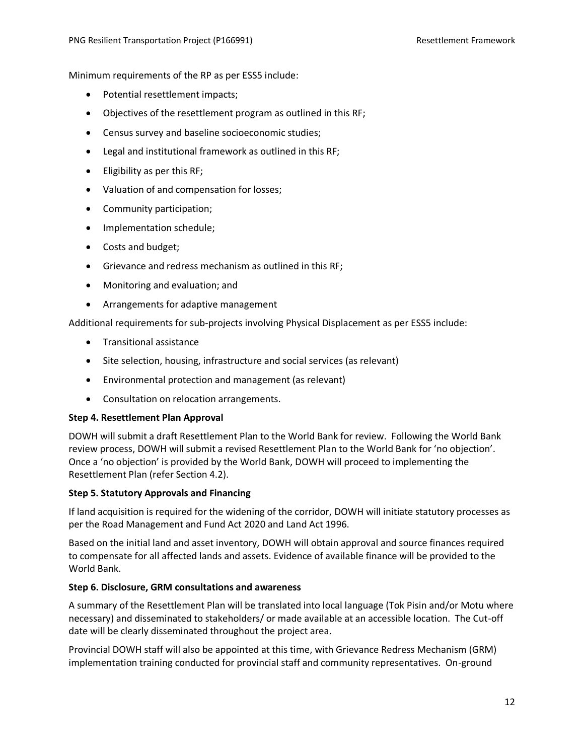Minimum requirements of the RP as per ESS5 include:

- Potential resettlement impacts;
- Objectives of the resettlement program as outlined in this RF;
- Census survey and baseline socioeconomic studies;
- Legal and institutional framework as outlined in this RF;
- Eligibility as per this RF;
- Valuation of and compensation for losses;
- Community participation;
- Implementation schedule;
- Costs and budget;
- Grievance and redress mechanism as outlined in this RF;
- Monitoring and evaluation; and
- Arrangements for adaptive management

Additional requirements for sub-projects involving Physical Displacement as per ESS5 include:

- Transitional assistance
- Site selection, housing, infrastructure and social services (as relevant)
- Environmental protection and management (as relevant)
- Consultation on relocation arrangements.

**Step 4. Resettlement Plan Approval**

DOWH will submit a draft Resettlement Plan to the World Bank for review. Following the World Bank review process, DOWH will submit a revised Resettlement Plan to the World Bank for 'no objection'. Once a 'no objection' is provided by the World Bank, DOWH will proceed to implementing the Resettlement Plan (refer Section 4.2).

**Step 5. Statutory Approvals and Financing**

If land acquisition is required for the widening of the corridor, DOWH will initiate statutory processes as per the Road Management and Fund Act 2020 and Land Act 1996.

Based on the initial land and asset inventory, DOWH will obtain approval and source finances required to compensate for all affected lands and assets. Evidence of available finance will be provided to the World Bank.

**Step 6. Disclosure, GRM consultations and awareness**

A summary of the Resettlement Plan will be translated into local language (Tok Pisin and/or Motu where necessary) and disseminated to stakeholders/ or made available at an accessible location. The Cut-off date will be clearly disseminated throughout the project area.

Provincial DOWH staff will also be appointed at this time, with Grievance Redress Mechanism (GRM) implementation training conducted for provincial staff and community representatives. On-ground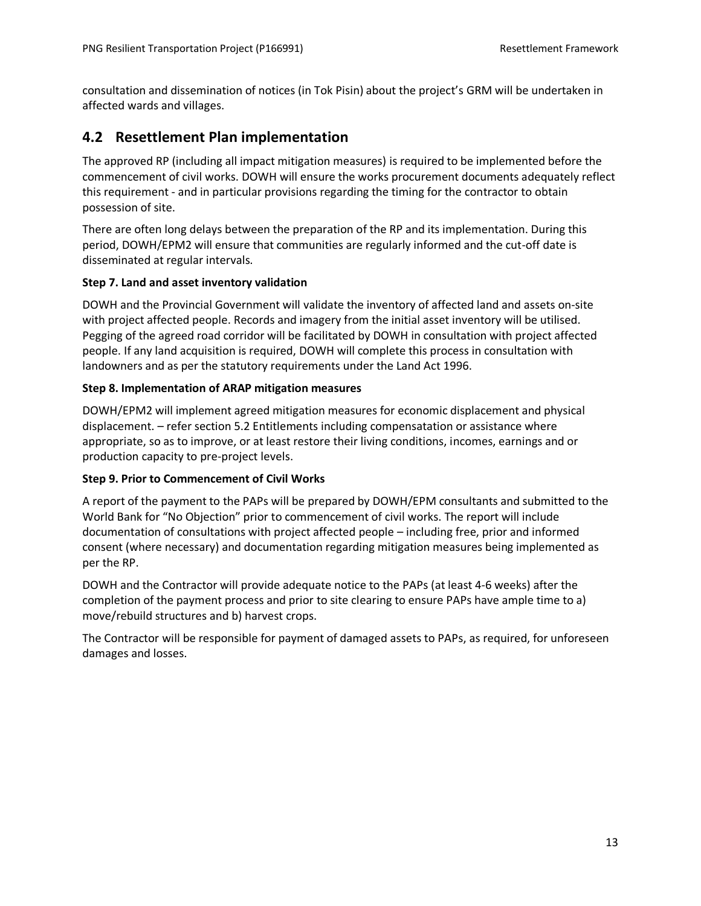consultation and dissemination of notices (in Tok Pisin) about the project's GRM will be undertaken in affected wards and villages.

## 4.2 Resettlement Plan implementation

The approved RP (including all impact mitigation measures) is required to be implemented before the commencement of civil works. DOWH will ensure the works procurement documents adequately reflect this requirement - and in particular provisions regarding the timing for the contractor to obtain possession of site.

There are often long delays between the preparation of the RP and its implementation. During this period, DOWH/EPM2 will ensure that communities are regularly informed and the cut-off date is disseminated at regular intervals.

**Step 7. Land and asset inventory validation**

DOWH and the Provincial Government will validate the inventory of affected land and assets on-site with project affected people. Records and imagery from the initial asset inventory will be utilised. Pegging of the agreed road corridor will be facilitated by DOWH in consultation with project affected people. If any land acquisition is required, DOWH will complete this process in consultation with landowners and as per the statutory requirements under the Land Act 1996.

**Step 8. Implementation of ARAP mitigation measures**

DOWH/EPM2 will implement agreed mitigation measures for economic displacement and physical displacement. – refer section 5.2 Entitlements including compensatation or assistance where appropriate, so as to improve, or at least restore their living conditions, incomes, earnings and or production capacity to pre-project levels.

**Step 9. Prior to Commencement of Civil Works**

A report of the payment to the PAPs will be prepared by DOWH/EPM consultants and submitted to the World Bank for "No Objection" prior to commencement of civil works. The report will include documentation of consultations with project affected people – including free, prior and informed consent (where necessary) and documentation regarding mitigation measures being implemented as per the RP.

DOWH and the Contractor will provide adequate notice to the PAPs (at least 4-6 weeks) after the completion of the payment process and prior to site clearing to ensure PAPs have ample time to a) move/rebuild structures and b) harvest crops.

The Contractor will be responsible for payment of damaged assets to PAPs, as required, for unforeseen damages and losses.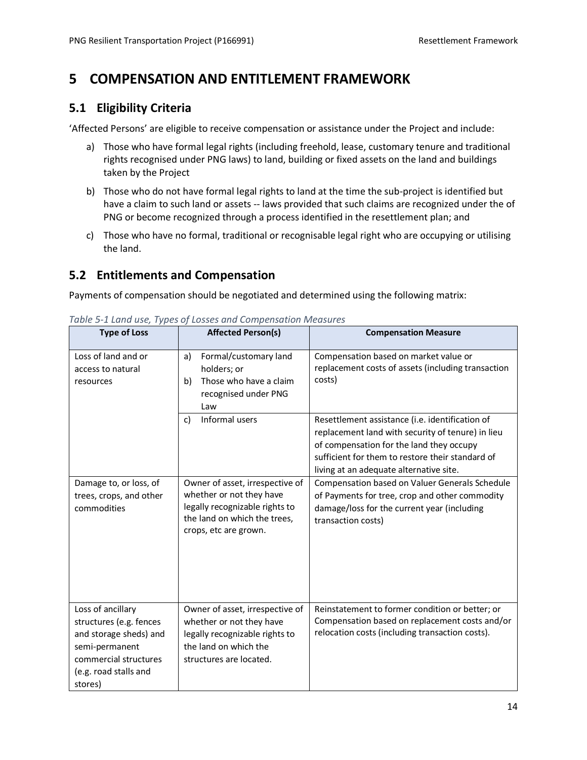# 5 COMPENSATION AND ENTITLEMENT FRAMEWORK

## 5.1 Eligibility Criteria

'Affected Persons' are eligible to receive compensation or assistance under the Project and include:

a) Those who have formal legal rights (including freehold, lease, customary tenure and traditional rights recognised under PNG laws) to land, building or fixed assets on the land and buildings taken by the Project

b) Those who do not have formal legal rights to land at the time the sub-project is identified but have a claim to such land or assets -- laws provided that such claims are recognized under the of PNG or become recognized through a process identified in the resettlement plan; and

c) Those who have no formal, traditional or recognisable legal right who are occupying or utilising the land.

## 5.2 Entitlements and Compensation

Payments of compensation should be negotiated and determined using the following matrix:

*Table 5-1 Land use, Types of Losses and Compensation Measures*

| Type of Loss | Affected Person(s) | Compensation Measure |
|---|---|---|
| Loss of land and or access to natural resources | a) Formal/customary land holders; or<br>b) Those who have a claim recognised under PNG Law | Compensation based on market value or replacement costs of assets (including transaction costs) |
| | c) Informal users | Resettlement assistance (i.e. identification of replacement land with security of tenure) in lieu of compensation for the land they occupy sufficient for them to restore their standard of living at an adequate alternative site. |
| Damage to, or loss, of trees, crops, and other commodities | Owner of asset, irrespective of whether or not they have legally recognizable rights to the land on which the trees, crops, etc are grown. | Compensation based on Valuer Generals Schedule of Payments for tree, crop and other commodity damage/loss for the current year (including transaction costs) |
| Loss of ancillary structures (e.g. fences and storage sheds) and semi-permanent commercial structures (e.g. road stalls and stores) | Owner of asset, irrespective of whether or not they have legally recognizable rights to the land on which the structures are located. | Reinstatement to former condition or better; or Compensation based on replacement costs and/or relocation costs (including transaction costs). |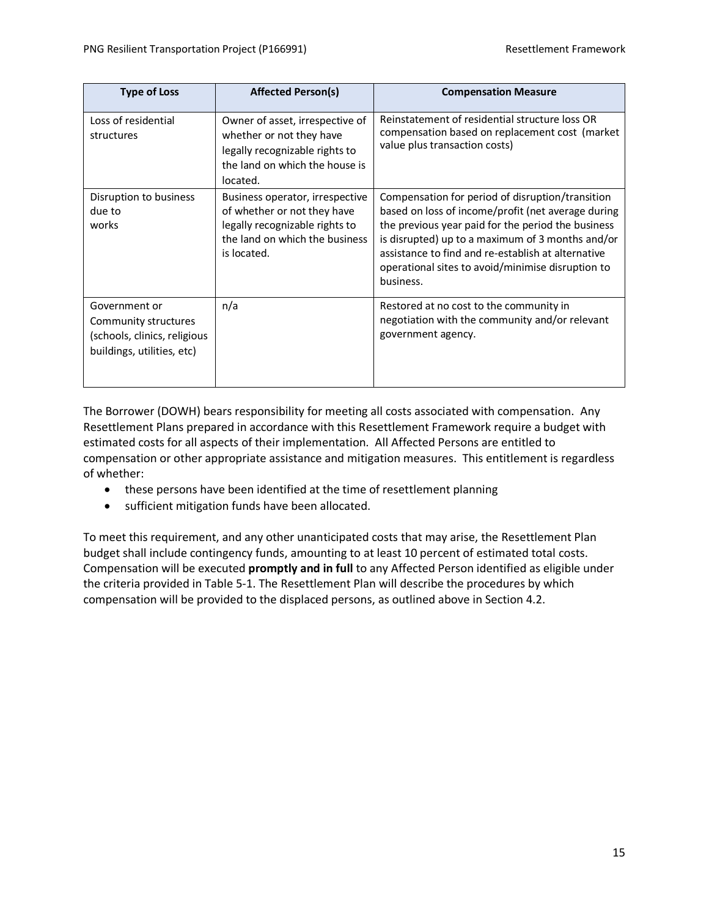| Type of Loss | Affected Person(s) | Compensation Measure |
|---|---|---|
| Loss of residential structures | Owner of asset, irrespective of whether or not they have legally recognizable rights to the land on which the house is located. | Reinstatement of residential structure loss OR compensation based on replacement cost (market value plus transaction costs) |
| Disruption to business due to works | Business operator, irrespective of whether or not they have legally recognizable rights to the land on which the business is located. | Compensation for period of disruption/transition based on loss of income/profit (net average during the previous year paid for the period the business is disrupted) up to a maximum of 3 months and/or assistance to find and re-establish at alternative operational sites to avoid/minimise disruption to business. |
| Government or Community structures (schools, clinics, religious buildings, utilities, etc) | n/a | Restored at no cost to the community in negotiation with the community and/or relevant government agency. |

The Borrower (DOWH) bears responsibility for meeting all costs associated with compensation. Any Resettlement Plans prepared in accordance with this Resettlement Framework require a budget with estimated costs for all aspects of their implementation. All Affected Persons are entitled to compensation or other appropriate assistance and mitigation measures. This entitlement is regardless of whether:

- these persons have been identified at the time of resettlement planning
- sufficient mitigation funds have been allocated.

To meet this requirement, and any other unanticipated costs that may arise, the Resettlement Plan budget shall include contingency funds, amounting to at least 10 percent of estimated total costs. Compensation will be executed **promptly and in full** to any Affected Person identified as eligible under the criteria provided in Table 5-1. The Resettlement Plan will describe the procedures by which compensation will be provided to the displaced persons, as outlined above in Section 4.2.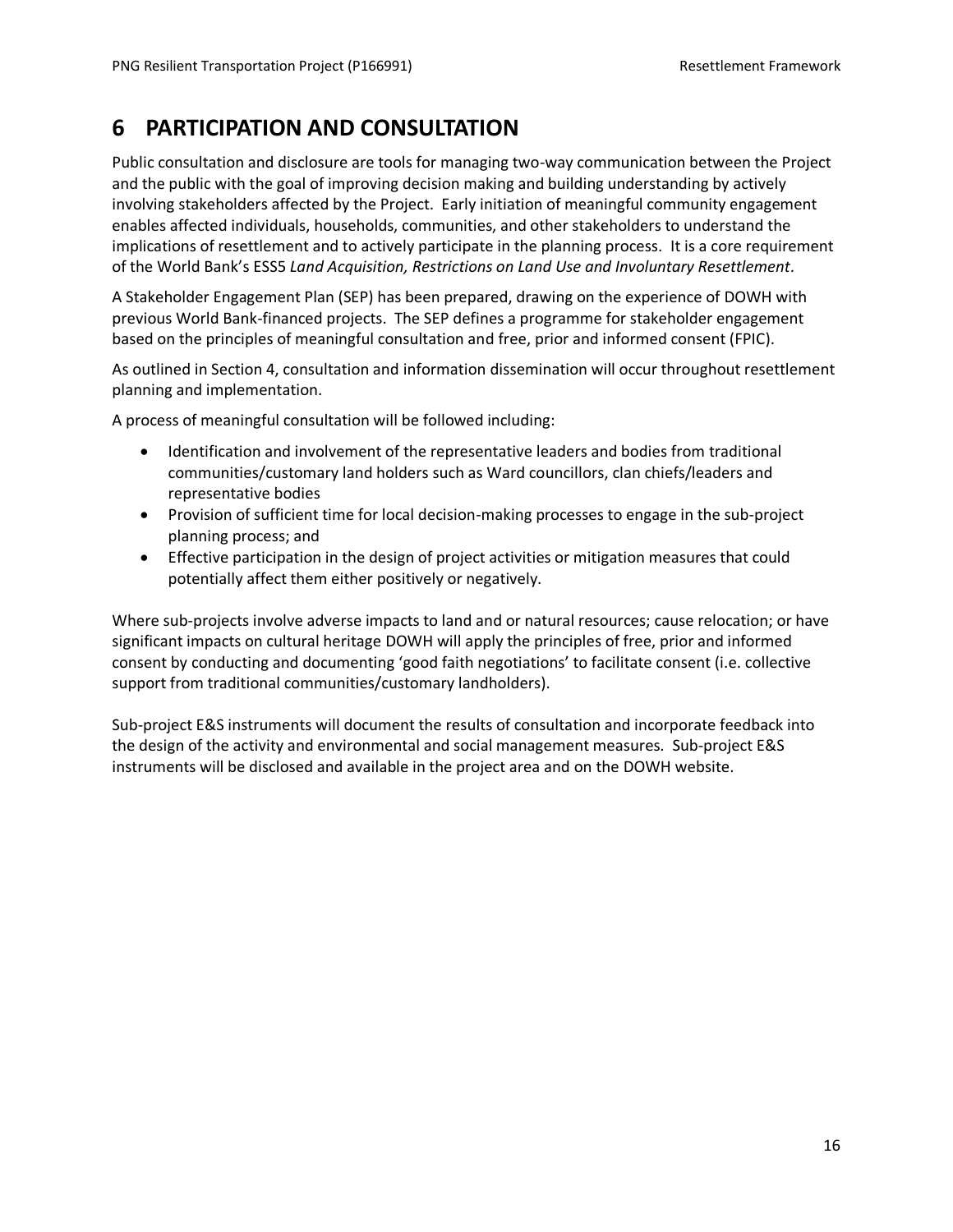# 6 PARTICIPATION AND CONSULTATION

Public consultation and disclosure are tools for managing two-way communication between the Project and the public with the goal of improving decision making and building understanding by actively involving stakeholders affected by the Project. Early initiation of meaningful community engagement enables affected individuals, households, communities, and other stakeholders to understand the implications of resettlement and to actively participate in the planning process. It is a core requirement of the World Bank's ESS5 *Land Acquisition, Restrictions on Land Use and Involuntary Resettlement*.

A Stakeholder Engagement Plan (SEP) has been prepared, drawing on the experience of DOWH with previous World Bank-financed projects. The SEP defines a programme for stakeholder engagement based on the principles of meaningful consultation and free, prior and informed consent (FPIC).

As outlined in Section 4, consultation and information dissemination will occur throughout resettlement planning and implementation.

A process of meaningful consultation will be followed including:

- Identification and involvement of the representative leaders and bodies from traditional communities/customary land holders such as Ward councillors, clan chiefs/leaders and representative bodies
- Provision of sufficient time for local decision-making processes to engage in the sub-project planning process; and
- Effective participation in the design of project activities or mitigation measures that could potentially affect them either positively or negatively.

Where sub-projects involve adverse impacts to land and or natural resources; cause relocation; or have significant impacts on cultural heritage DOWH will apply the principles of free, prior and informed consent by conducting and documenting 'good faith negotiations' to facilitate consent (i.e. collective support from traditional communities/customary landholders).

Sub-project E&S instruments will document the results of consultation and incorporate feedback into the design of the activity and environmental and social management measures. Sub-project E&S instruments will be disclosed and available in the project area and on the DOWH website.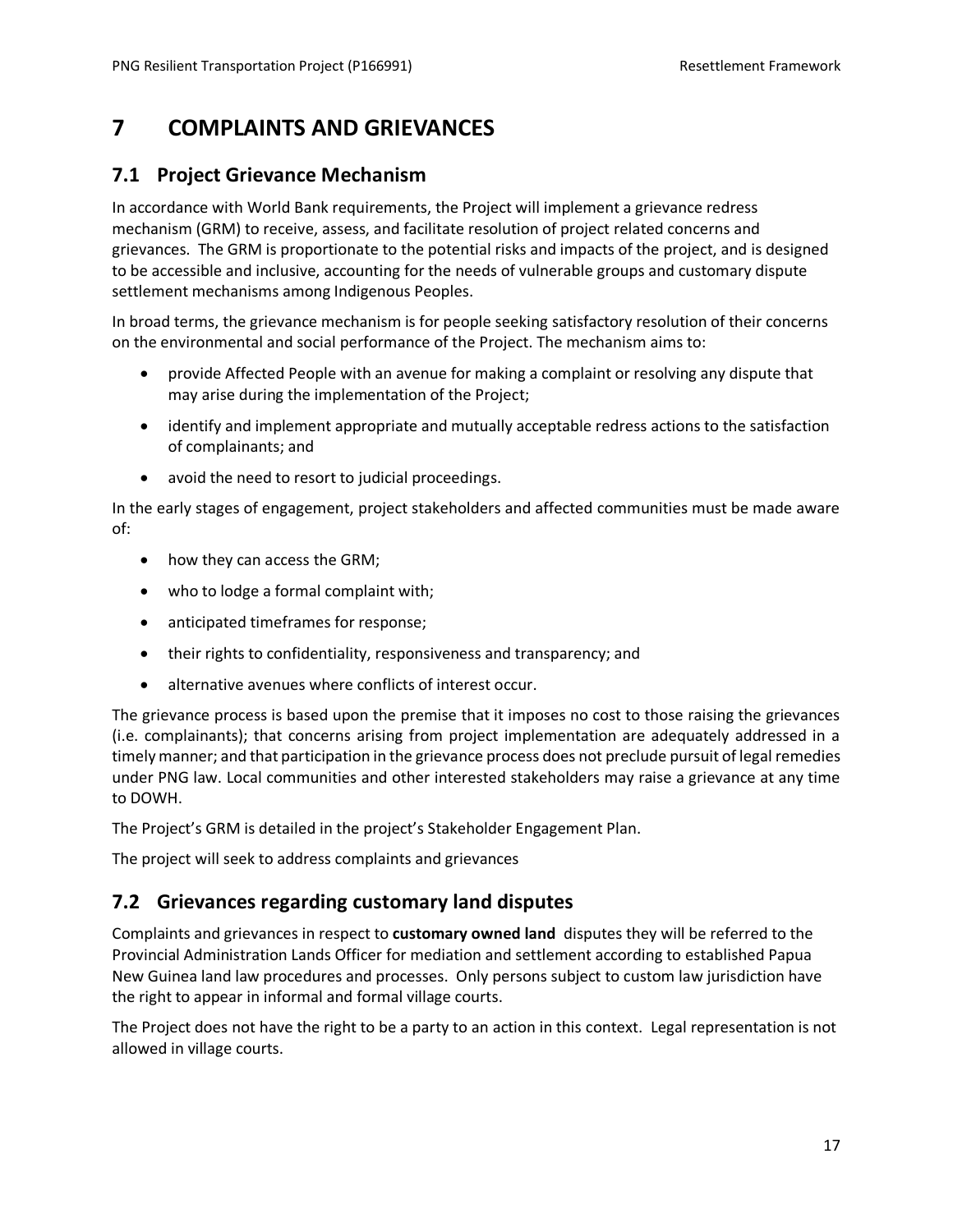# 7 COMPLAINTS AND GRIEVANCES

## 7.1 Project Grievance Mechanism

In accordance with World Bank requirements, the Project will implement a grievance redress mechanism (GRM) to receive, assess, and facilitate resolution of project related concerns and grievances. The GRM is proportionate to the potential risks and impacts of the project, and is designed to be accessible and inclusive, accounting for the needs of vulnerable groups and customary dispute settlement mechanisms among Indigenous Peoples.

In broad terms, the grievance mechanism is for people seeking satisfactory resolution of their concerns on the environmental and social performance of the Project. The mechanism aims to:

- provide Affected People with an avenue for making a complaint or resolving any dispute that may arise during the implementation of the Project;
- identify and implement appropriate and mutually acceptable redress actions to the satisfaction of complainants; and
- avoid the need to resort to judicial proceedings.

In the early stages of engagement, project stakeholders and affected communities must be made aware of:

- how they can access the GRM;
- who to lodge a formal complaint with;
- anticipated timeframes for response;
- their rights to confidentiality, responsiveness and transparency; and
- alternative avenues where conflicts of interest occur.

The grievance process is based upon the premise that it imposes no cost to those raising the grievances (i.e. complainants); that concerns arising from project implementation are adequately addressed in a timely manner; and that participation in the grievance process does not preclude pursuit of legal remedies under PNG law. Local communities and other interested stakeholders may raise a grievance at any time to DOWH.

The Project's GRM is detailed in the project's Stakeholder Engagement Plan.

The project will seek to address complaints and grievances

## 7.2 Grievances regarding customary land disputes

Complaints and grievances in respect to **customary owned land** disputes they will be referred to the Provincial Administration Lands Officer for mediation and settlement according to established Papua New Guinea land law procedures and processes. Only persons subject to custom law jurisdiction have the right to appear in informal and formal village courts.

The Project does not have the right to be a party to an action in this context. Legal representation is not allowed in village courts.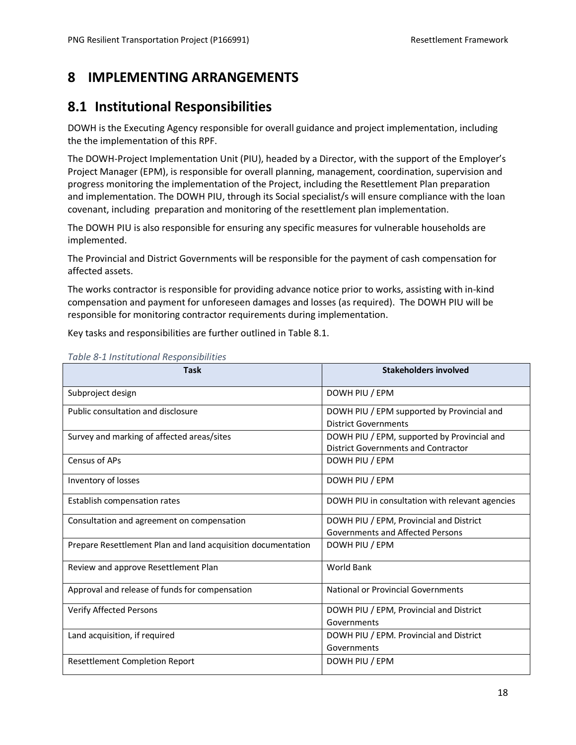# 8 IMPLEMENTING ARRANGEMENTS

## 8.1 Institutional Responsibilities

DOWH is the Executing Agency responsible for overall guidance and project implementation, including the the implementation of this RPF.

The DOWH-Project Implementation Unit (PIU), headed by a Director, with the support of the Employer's Project Manager (EPM), is responsible for overall planning, management, coordination, supervision and progress monitoring the implementation of the Project, including the Resettlement Plan preparation and implementation. The DOWH PIU, through its Social specialist/s will ensure compliance with the loan covenant, including preparation and monitoring of the resettlement plan implementation.

The DOWH PIU is also responsible for ensuring any specific measures for vulnerable households are implemented.

The Provincial and District Governments will be responsible for the payment of cash compensation for affected assets.

The works contractor is responsible for providing advance notice prior to works, assisting with in-kind compensation and payment for unforeseen damages and losses (as required). The DOWH PIU will be responsible for monitoring contractor requirements during implementation.

Key tasks and responsibilities are further outlined in Table 8.1.

*Table 8-1 Institutional Responsibilities*

| Task | Stakeholders involved |
|---|---|
| Subproject design | DOWH PIU / EPM |
| Public consultation and disclosure | DOWH PIU / EPM supported by Provincial and District Governments |
| Survey and marking of affected areas/sites | DOWH PIU / EPM, supported by Provincial and District Governments and Contractor |
| Census of APs | DOWH PIU / EPM |
| Inventory of losses | DOWH PIU / EPM |
| Establish compensation rates | DOWH PIU in consultation with relevant agencies |
| Consultation and agreement on compensation | DOWH PIU / EPM, Provincial and District Governments and Affected Persons |
| Prepare Resettlement Plan and land acquisition documentation | DOWH PIU / EPM |
| Review and approve Resettlement Plan | World Bank |
| Approval and release of funds for compensation | National or Provincial Governments |
| Verify Affected Persons | DOWH PIU / EPM, Provincial and District Governments |
| Land acquisition, if required | DOWH PIU / EPM. Provincial and District Governments |
| Resettlement Completion Report | DOWH PIU / EPM |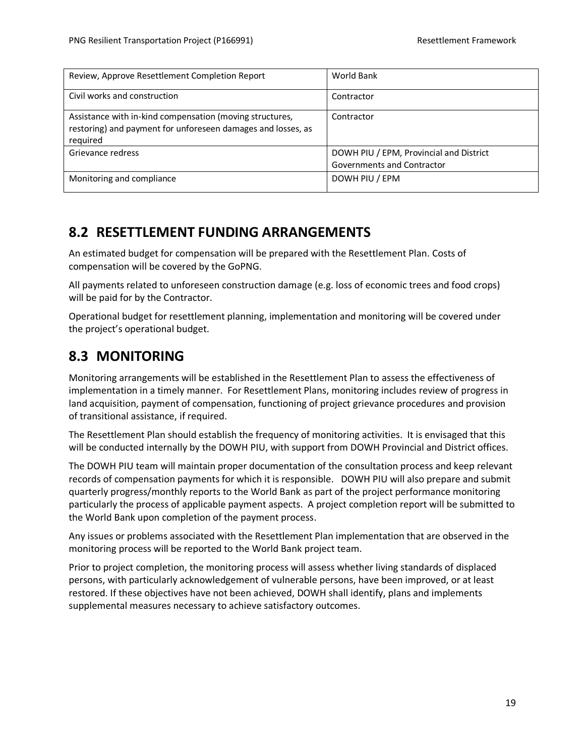| Review, Approve Resettlement Completion Report | World Bank |
|---|---|
| Civil works and construction | Contractor |
| Assistance with in-kind compensation (moving structures, restoring) and payment for unforeseen damages and losses, as required | Contractor |
| Grievance redress | DOWH PIU / EPM, Provincial and District Governments and Contractor |
| Monitoring and compliance | DOWH PIU / EPM |

## 8.2 RESETTLEMENT FUNDING ARRANGEMENTS

An estimated budget for compensation will be prepared with the Resettlement Plan. Costs of compensation will be covered by the GoPNG.

All payments related to unforeseen construction damage (e.g. loss of economic trees and food crops) will be paid for by the Contractor.

Operational budget for resettlement planning, implementation and monitoring will be covered under the project's operational budget.

## 8.3 MONITORING

Monitoring arrangements will be established in the Resettlement Plan to assess the effectiveness of implementation in a timely manner. For Resettlement Plans, monitoring includes review of progress in land acquisition, payment of compensation, functioning of project grievance procedures and provision of transitional assistance, if required.

The Resettlement Plan should establish the frequency of monitoring activities. It is envisaged that this will be conducted internally by the DOWH PIU, with support from DOWH Provincial and District offices.

The DOWH PIU team will maintain proper documentation of the consultation process and keep relevant records of compensation payments for which it is responsible. DOWH PIU will also prepare and submit quarterly progress/monthly reports to the World Bank as part of the project performance monitoring particularly the process of applicable payment aspects. A project completion report will be submitted to the World Bank upon completion of the payment process.

Any issues or problems associated with the Resettlement Plan implementation that are observed in the monitoring process will be reported to the World Bank project team.

Prior to project completion, the monitoring process will assess whether living standards of displaced persons, with particularly acknowledgement of vulnerable persons, have been improved, or at least restored. If these objectives have not been achieved, DOWH shall identify, plans and implements supplemental measures necessary to achieve satisfactory outcomes.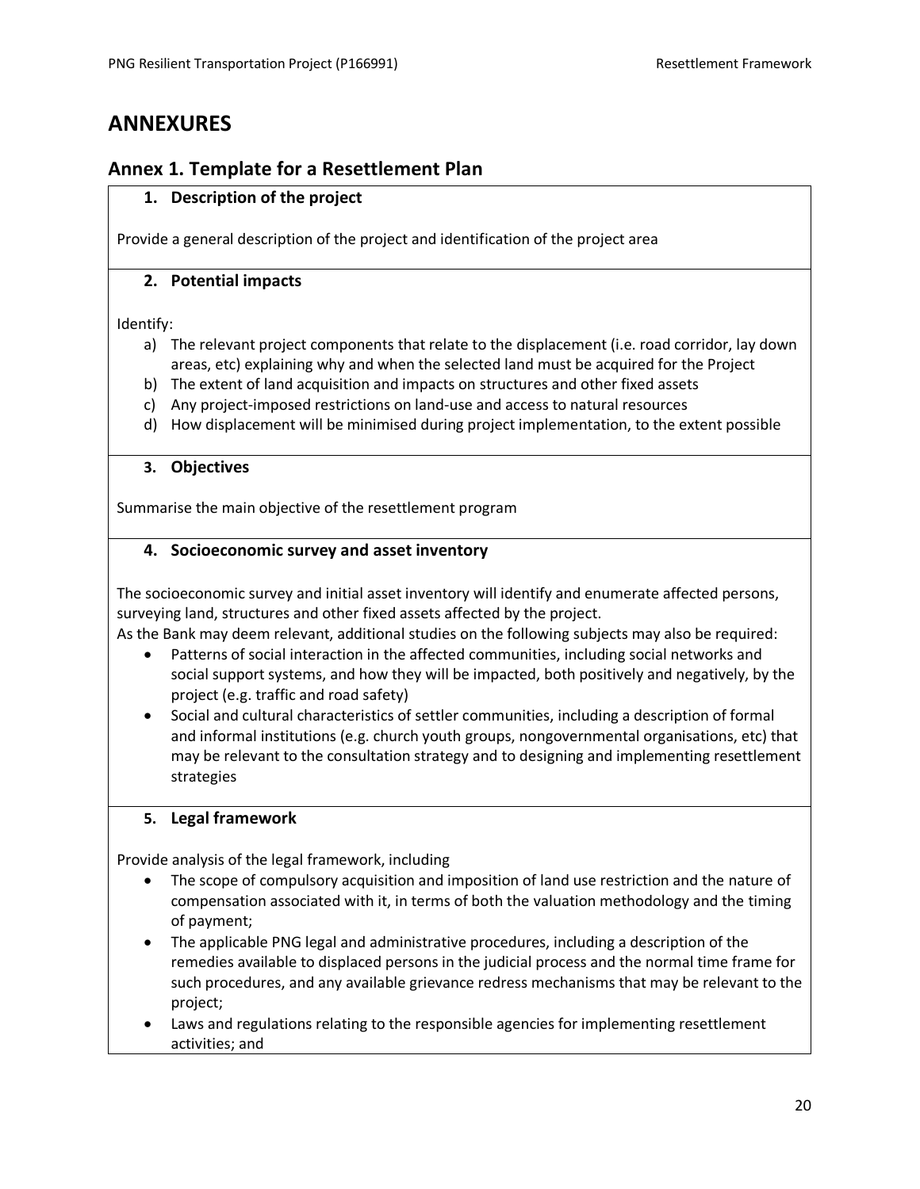# ANNEXURES

## Annex 1. Template for a Resettlement Plan

### 1. Description of the project

Provide a general description of the project and identification of the project area

### 2. Potential impacts

Identify:

a) The relevant project components that relate to the displacement (i.e. road corridor, lay down areas, etc) explaining why and when the selected land must be acquired for the Project
b) The extent of land acquisition and impacts on structures and other fixed assets
c) Any project-imposed restrictions on land-use and access to natural resources
d) How displacement will be minimised during project implementation, to the extent possible

### 3. Objectives

Summarise the main objective of the resettlement program

### 4. Socioeconomic survey and asset inventory

The socioeconomic survey and initial asset inventory will identify and enumerate affected persons, surveying land, structures and other fixed assets affected by the project.

As the Bank may deem relevant, additional studies on the following subjects may also be required:

- Patterns of social interaction in the affected communities, including social networks and social support systems, and how they will be impacted, both positively and negatively, by the project (e.g. traffic and road safety)
- Social and cultural characteristics of settler communities, including a description of formal and informal institutions (e.g. church youth groups, nongovernmental organisations, etc) that may be relevant to the consultation strategy and to designing and implementing resettlement strategies

### 5. Legal framework

Provide analysis of the legal framework, including

- The scope of compulsory acquisition and imposition of land use restriction and the nature of compensation associated with it, in terms of both the valuation methodology and the timing of payment;
- The applicable PNG legal and administrative procedures, including a description of the remedies available to displaced persons in the judicial process and the normal time frame for such procedures, and any available grievance redress mechanisms that may be relevant to the project;
- Laws and regulations relating to the responsible agencies for implementing resettlement activities; and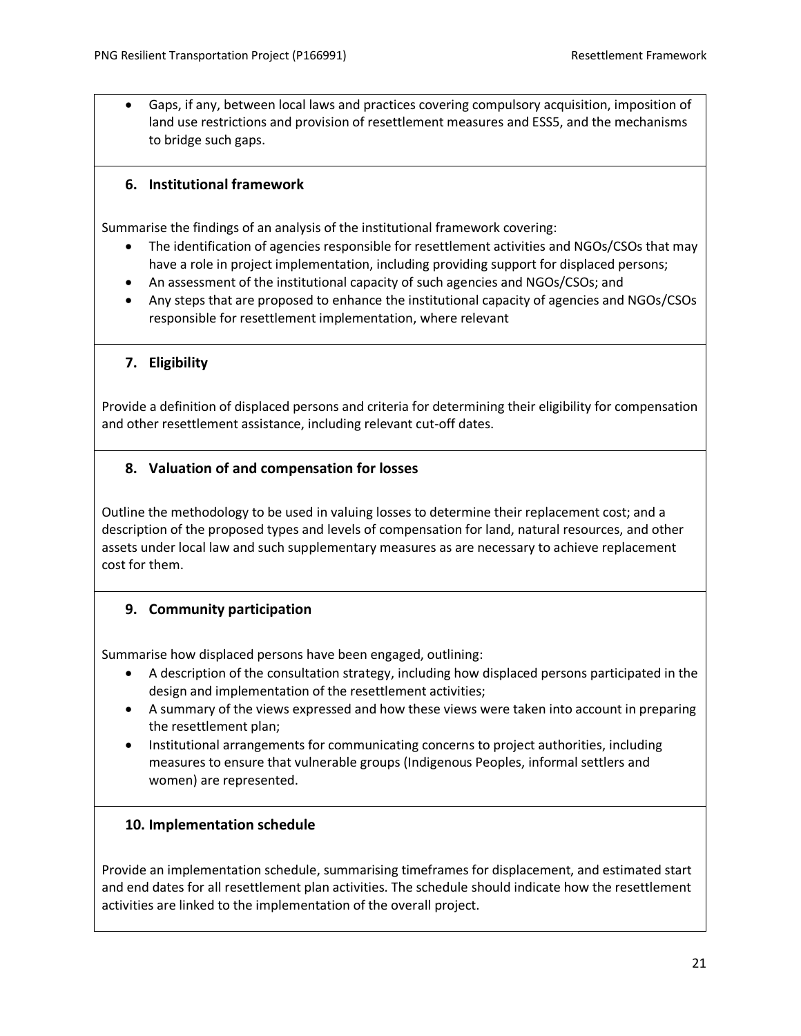- Gaps, if any, between local laws and practices covering compulsory acquisition, imposition of land use restrictions and provision of resettlement measures and ESS5, and the mechanisms to bridge such gaps.

### 6. Institutional framework

Summarise the findings of an analysis of the institutional framework covering:

- The identification of agencies responsible for resettlement activities and NGOs/CSOs that may have a role in project implementation, including providing support for displaced persons;
- An assessment of the institutional capacity of such agencies and NGOs/CSOs; and
- Any steps that are proposed to enhance the institutional capacity of agencies and NGOs/CSOs responsible for resettlement implementation, where relevant

### 7. Eligibility

Provide a definition of displaced persons and criteria for determining their eligibility for compensation and other resettlement assistance, including relevant cut-off dates.

### 8. Valuation of and compensation for losses

Outline the methodology to be used in valuing losses to determine their replacement cost; and a description of the proposed types and levels of compensation for land, natural resources, and other assets under local law and such supplementary measures as are necessary to achieve replacement cost for them.

### 9. Community participation

Summarise how displaced persons have been engaged, outlining:

- A description of the consultation strategy, including how displaced persons participated in the design and implementation of the resettlement activities;
- A summary of the views expressed and how these views were taken into account in preparing the resettlement plan;
- Institutional arrangements for communicating concerns to project authorities, including measures to ensure that vulnerable groups (Indigenous Peoples, informal settlers and women) are represented.

### 10. Implementation schedule

Provide an implementation schedule, summarising timeframes for displacement, and estimated start and end dates for all resettlement plan activities. The schedule should indicate how the resettlement activities are linked to the implementation of the overall project.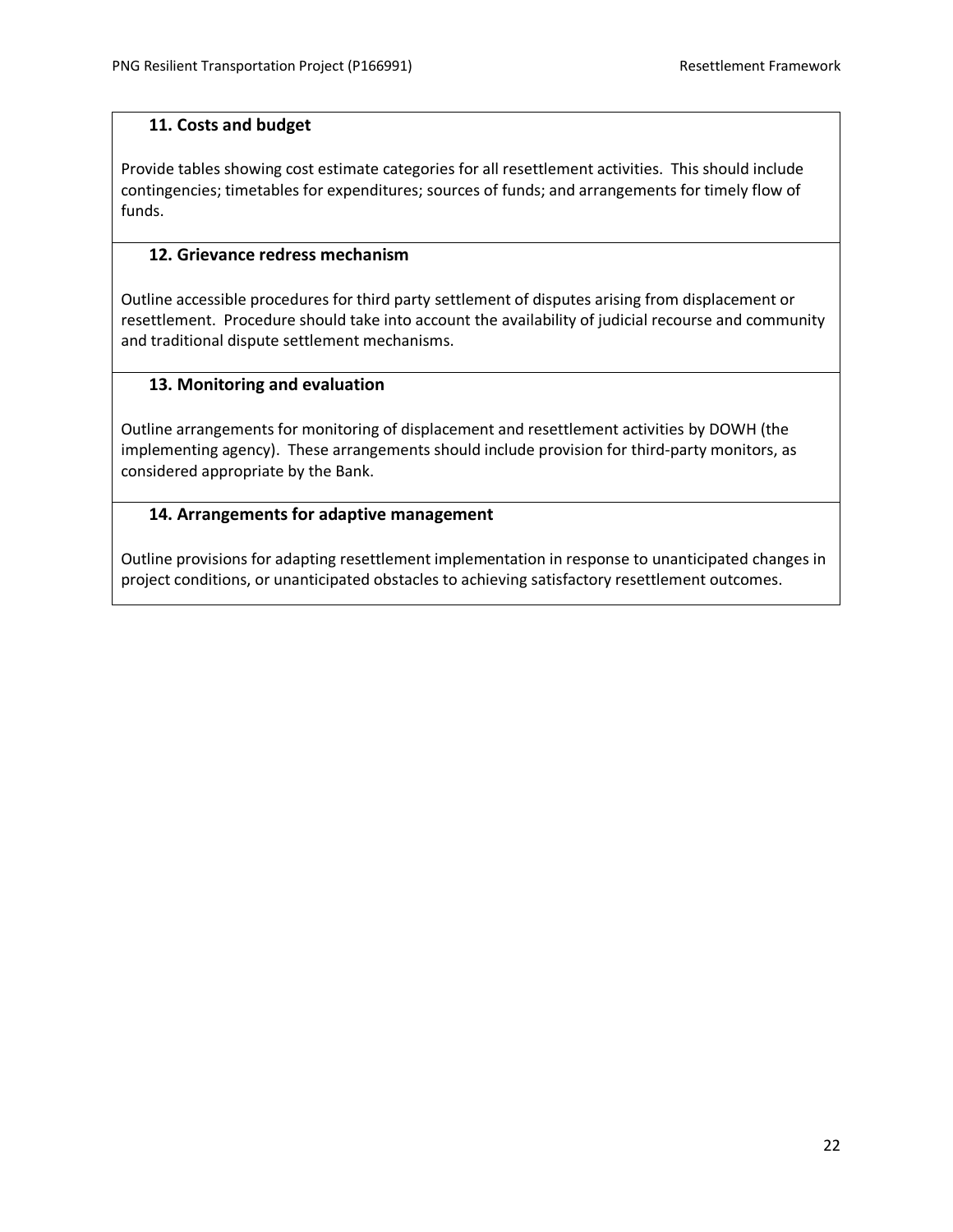### 11. Costs and budget

Provide tables showing cost estimate categories for all resettlement activities. This should include contingencies; timetables for expenditures; sources of funds; and arrangements for timely flow of funds.

### 12. Grievance redress mechanism

Outline accessible procedures for third party settlement of disputes arising from displacement or resettlement. Procedure should take into account the availability of judicial recourse and community and traditional dispute settlement mechanisms.

### 13. Monitoring and evaluation

Outline arrangements for monitoring of displacement and resettlement activities by DOWH (the implementing agency). These arrangements should include provision for third-party monitors, as considered appropriate by the Bank.

### 14. Arrangements for adaptive management

Outline provisions for adapting resettlement implementation in response to unanticipated changes in project conditions, or unanticipated obstacles to achieving satisfactory resettlement outcomes.